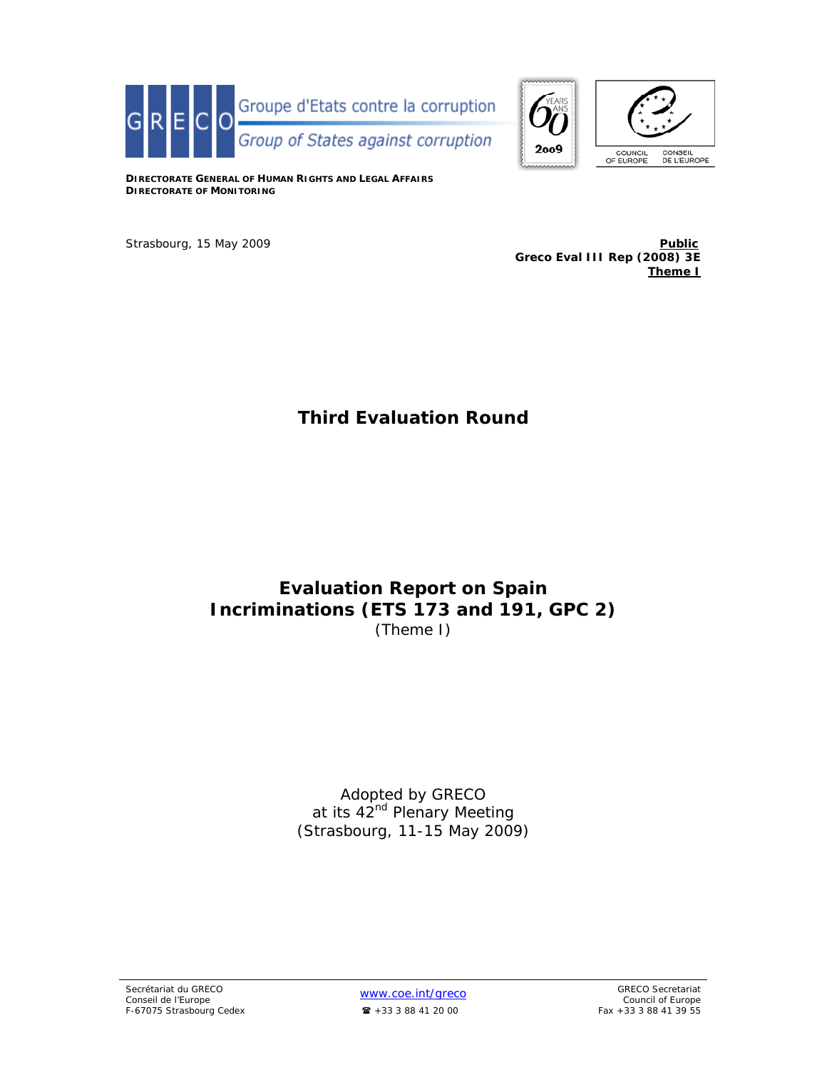Groupe d'Etats contre la corruption

*Group of States against corruption*

**DIRECTORATE GENERAL OF HUMAN RIGHTS AND LEGAL AFFAIRS**
**DIRECTORATE OF MONITORING**

Strasbourg, 15 May 2009

**Public**
**Greco Eval III Rep (2008) 3E**
**Theme I**

# Third Evaluation Round

# Evaluation Report on Spain
# Incriminations (ETS 173 and 191, GPC 2)

(Theme I)

Adopted by GRECO
at its 42nd Plenary Meeting
(Strasbourg, 11-15 May 2009)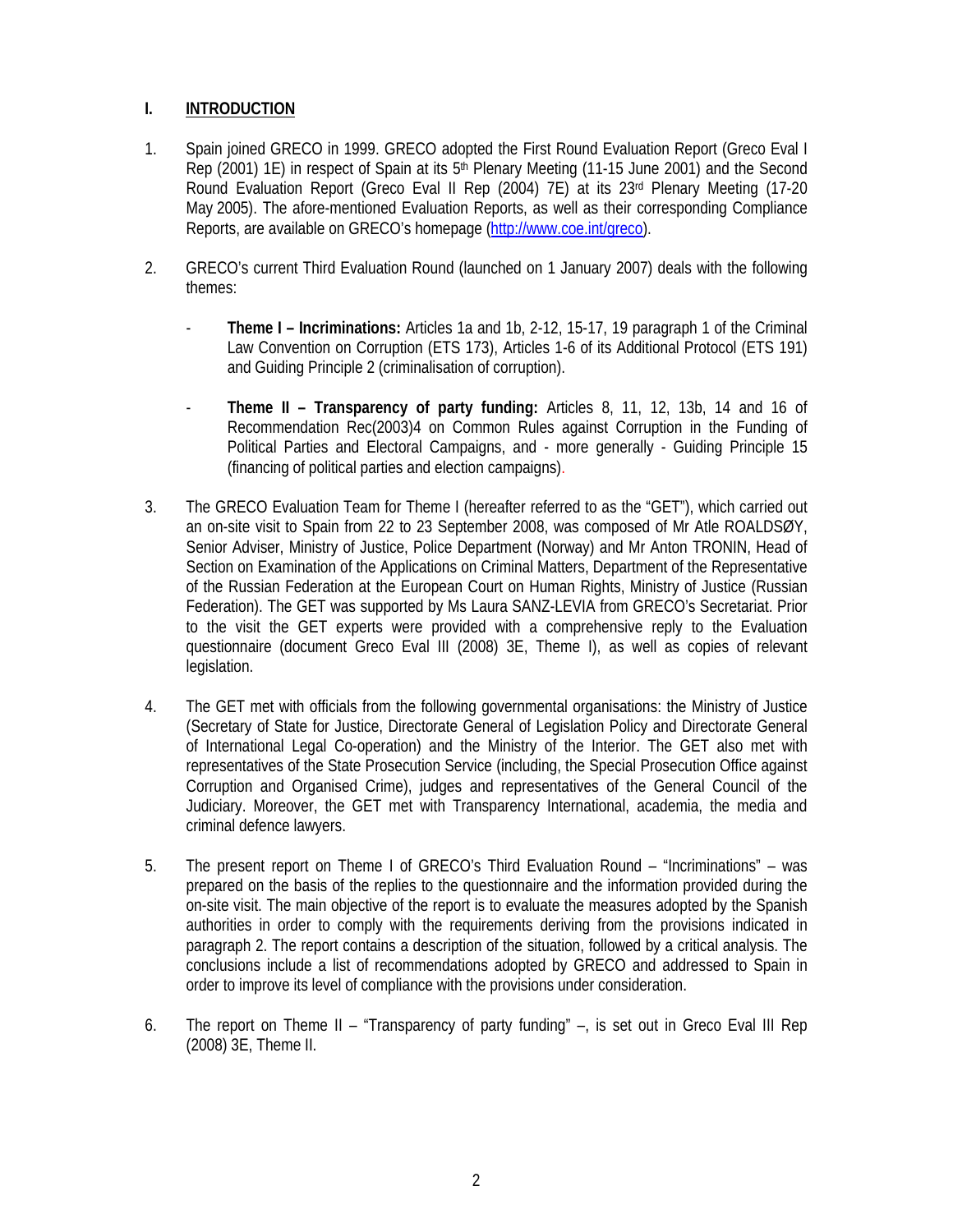## I. INTRODUCTION

1. Spain joined GRECO in 1999. GRECO adopted the First Round Evaluation Report (Greco Eval I Rep (2001) 1E) in respect of Spain at its 5th Plenary Meeting (11-15 June 2001) and the Second Round Evaluation Report (Greco Eval II Rep (2004) 7E) at its 23rd Plenary Meeting (17-20 May 2005). The afore-mentioned Evaluation Reports, as well as their corresponding Compliance Reports, are available on GRECO's homepage (http://www.coe.int/greco).

2. GRECO's current Third Evaluation Round (launched on 1 January 2007) deals with the following themes:

   - **Theme I – Incriminations:** Articles 1a and 1b, 2-12, 15-17, 19 paragraph 1 of the Criminal Law Convention on Corruption (ETS 173), Articles 1-6 of its Additional Protocol (ETS 191) and Guiding Principle 2 (criminalisation of corruption).

   - **Theme II – Transparency of party funding:** Articles 8, 11, 12, 13b, 14 and 16 of Recommendation Rec(2003)4 on Common Rules against Corruption in the Funding of Political Parties and Electoral Campaigns, and - more generally - Guiding Principle 15 (financing of political parties and election campaigns).

3. The GRECO Evaluation Team for Theme I (hereafter referred to as the "GET"), which carried out an on-site visit to Spain from 22 to 23 September 2008, was composed of Mr Atle ROALDSØY, Senior Adviser, Ministry of Justice, Police Department (Norway) and Mr Anton TRONIN, Head of Section on Examination of the Applications on Criminal Matters, Department of the Representative of the Russian Federation at the European Court on Human Rights, Ministry of Justice (Russian Federation). The GET was supported by Ms Laura SANZ-LEVIA from GRECO's Secretariat. Prior to the visit the GET experts were provided with a comprehensive reply to the Evaluation questionnaire (document Greco Eval III (2008) 3E, Theme I), as well as copies of relevant legislation.

4. The GET met with officials from the following governmental organisations: the Ministry of Justice (Secretary of State for Justice, Directorate General of Legislation Policy and Directorate General of International Legal Co-operation) and the Ministry of the Interior. The GET also met with representatives of the State Prosecution Service (including, the Special Prosecution Office against Corruption and Organised Crime), judges and representatives of the General Council of the Judiciary. Moreover, the GET met with Transparency International, academia, the media and criminal defence lawyers.

5. The present report on Theme I of GRECO's Third Evaluation Round – "Incriminations" – was prepared on the basis of the replies to the questionnaire and the information provided during the on-site visit. The main objective of the report is to evaluate the measures adopted by the Spanish authorities in order to comply with the requirements deriving from the provisions indicated in paragraph 2. The report contains a description of the situation, followed by a critical analysis. The conclusions include a list of recommendations adopted by GRECO and addressed to Spain in order to improve its level of compliance with the provisions under consideration.

6. The report on Theme II – "Transparency of party funding" –, is set out in Greco Eval III Rep (2008) 3E, Theme II.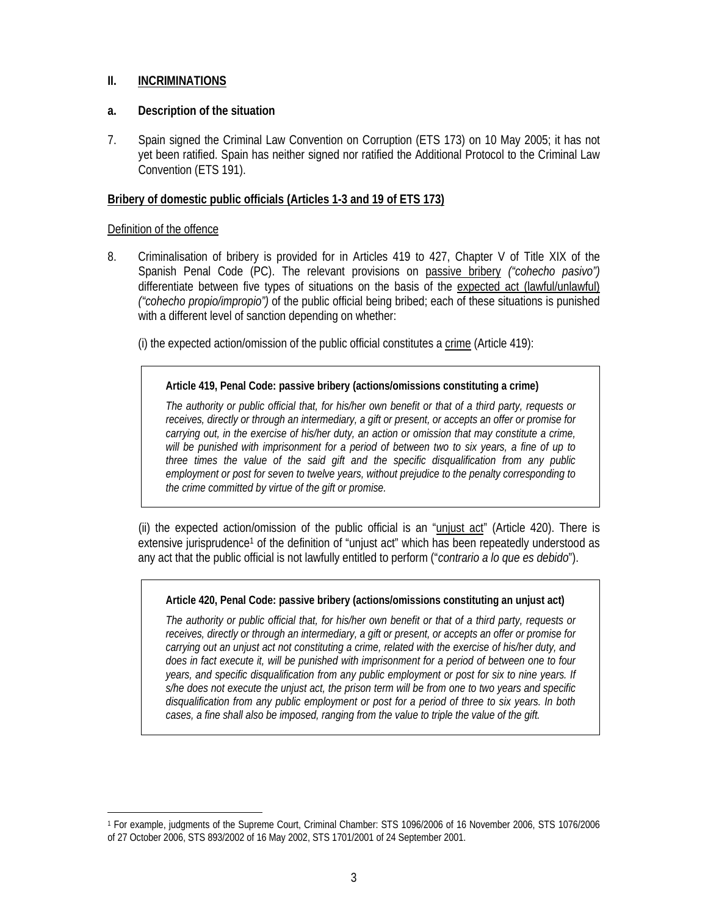## II. INCRIMINATIONS

### a. Description of the situation

7. Spain signed the Criminal Law Convention on Corruption (ETS 173) on 10 May 2005; it has not yet been ratified. Spain has neither signed nor ratified the Additional Protocol to the Criminal Law Convention (ETS 191).

**Bribery of domestic public officials (Articles 1-3 and 19 of ETS 173)**

Definition of the offence

8. Criminalisation of bribery is provided for in Articles 419 to 427, Chapter V of Title XIX of the Spanish Penal Code (PC). The relevant provisions on passive bribery *("cohecho pasivo")* differentiate between five types of situations on the basis of the expected act (lawful/unlawful) *("cohecho propio/impropio")* of the public official being bribed; each of these situations is punished with a different level of sanction depending on whether:

   (i) the expected action/omission of the public official constitutes a crime (Article 419):

> **Article 419, Penal Code: passive bribery (actions/omissions constituting a crime)**
>
> *The authority or public official that, for his/her own benefit or that of a third party, requests or receives, directly or through an intermediary, a gift or present, or accepts an offer or promise for carrying out, in the exercise of his/her duty, an action or omission that may constitute a crime, will be punished with imprisonment for a period of between two to six years, a fine of up to three times the value of the said gift and the specific disqualification from any public employment or post for seven to twelve years, without prejudice to the penalty corresponding to the crime committed by virtue of the gift or promise.*

   (ii) the expected action/omission of the public official is an "unjust act" (Article 420). There is extensive jurisprudence[1] of the definition of "unjust act" which has been repeatedly understood as any act that the public official is not lawfully entitled to perform ("*contrario a lo que es debido*").

> **Article 420, Penal Code: passive bribery (actions/omissions constituting an unjust act)**
>
> *The authority or public official that, for his/her own benefit or that of a third party, requests or receives, directly or through an intermediary, a gift or present, or accepts an offer or promise for carrying out an unjust act not constituting a crime, related with the exercise of his/her duty, and does in fact execute it, will be punished with imprisonment for a period of between one to four years, and specific disqualification from any public employment or post for six to nine years. If s/he does not execute the unjust act, the prison term will be from one to two years and specific disqualification from any public employment or post for a period of three to six years. In both cases, a fine shall also be imposed, ranging from the value to triple the value of the gift.*

[1] For example, judgments of the Supreme Court, Criminal Chamber: STS 1096/2006 of 16 November 2006, STS 1076/2006 of 27 October 2006, STS 893/2002 of 16 May 2002, STS 1701/2001 of 24 September 2001.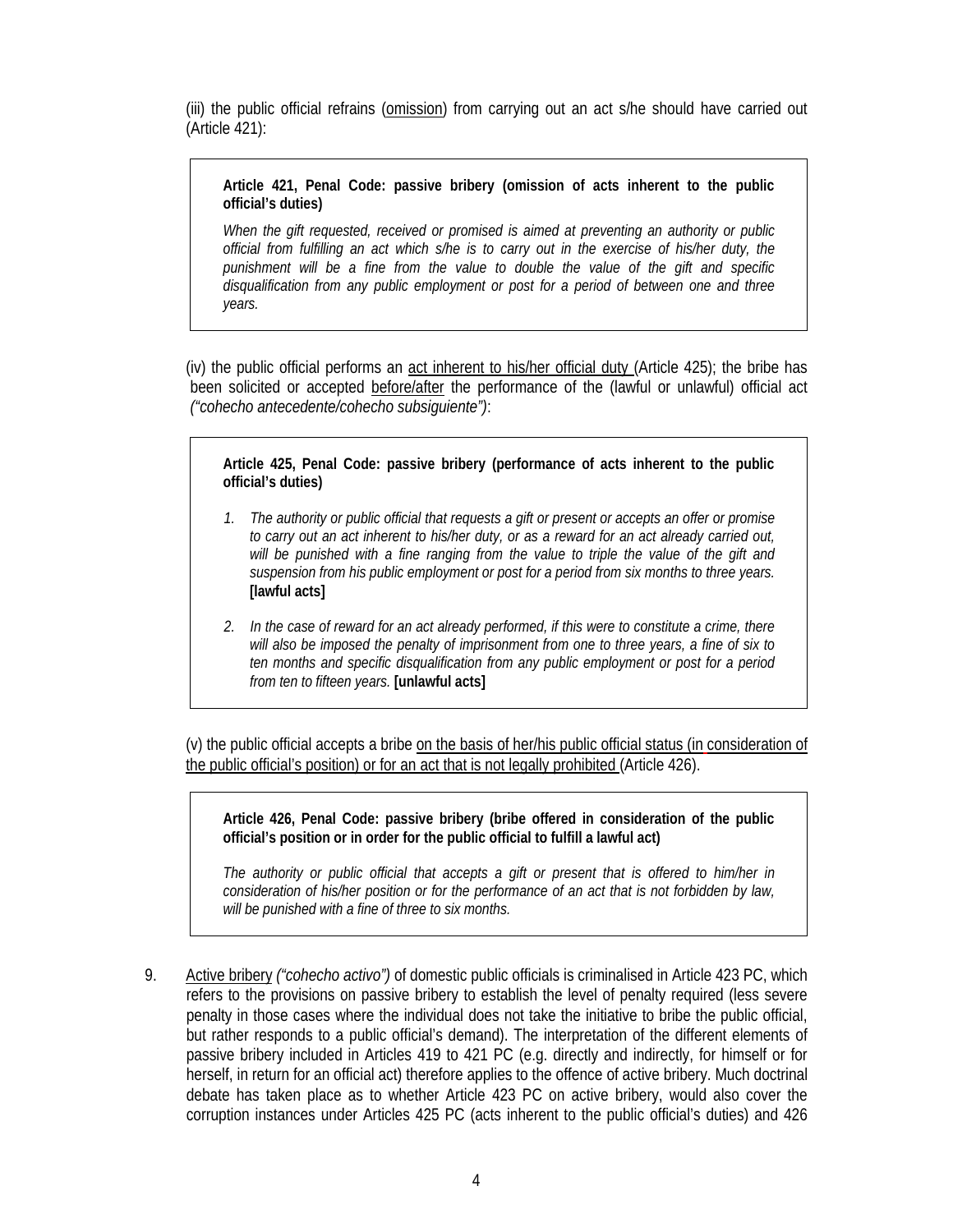(iii) the public official refrains (omission) from carrying out an act s/he should have carried out (Article 421):

> **Article 421, Penal Code: passive bribery (omission of acts inherent to the public official's duties)**
>
> *When the gift requested, received or promised is aimed at preventing an authority or public official from fulfilling an act which s/he is to carry out in the exercise of his/her duty, the punishment will be a fine from the value to double the value of the gift and specific disqualification from any public employment or post for a period of between one and three years.*

(iv) the public official performs an act inherent to his/her official duty (Article 425); the bribe has been solicited or accepted before/after the performance of the (lawful or unlawful) official act *("cohecho antecedente/cohecho subsiguiente")*:

> **Article 425, Penal Code: passive bribery (performance of acts inherent to the public official's duties)**
>
> 1. *The authority or public official that requests a gift or present or accepts an offer or promise to carry out an act inherent to his/her duty, or as a reward for an act already carried out, will be punished with a fine ranging from the value to triple the value of the gift and suspension from his public employment or post for a period from six months to three years.* **[lawful acts]**
> 2. *In the case of reward for an act already performed, if this were to constitute a crime, there will also be imposed the penalty of imprisonment from one to three years, a fine of six to ten months and specific disqualification from any public employment or post for a period from ten to fifteen years.* **[unlawful acts]**

(v) the public official accepts a bribe on the basis of her/his public official status (in consideration of the public official's position) or for an act that is not legally prohibited (Article 426).

> **Article 426, Penal Code: passive bribery (bribe offered in consideration of the public official's position or in order for the public official to fulfill a lawful act)**
>
> *The authority or public official that accepts a gift or present that is offered to him/her in consideration of his/her position or for the performance of an act that is not forbidden by law, will be punished with a fine of three to six months.*

9. Active bribery *("cohecho activo")* of domestic public officials is criminalised in Article 423 PC, which refers to the provisions on passive bribery to establish the level of penalty required (less severe penalty in those cases where the individual does not take the initiative to bribe the public official, but rather responds to a public official's demand). The interpretation of the different elements of passive bribery included in Articles 419 to 421 PC (e.g. directly and indirectly, for himself or for herself, in return for an official act) therefore applies to the offence of active bribery. Much doctrinal debate has taken place as to whether Article 423 PC on active bribery, would also cover the corruption instances under Articles 425 PC (acts inherent to the public official's duties) and 426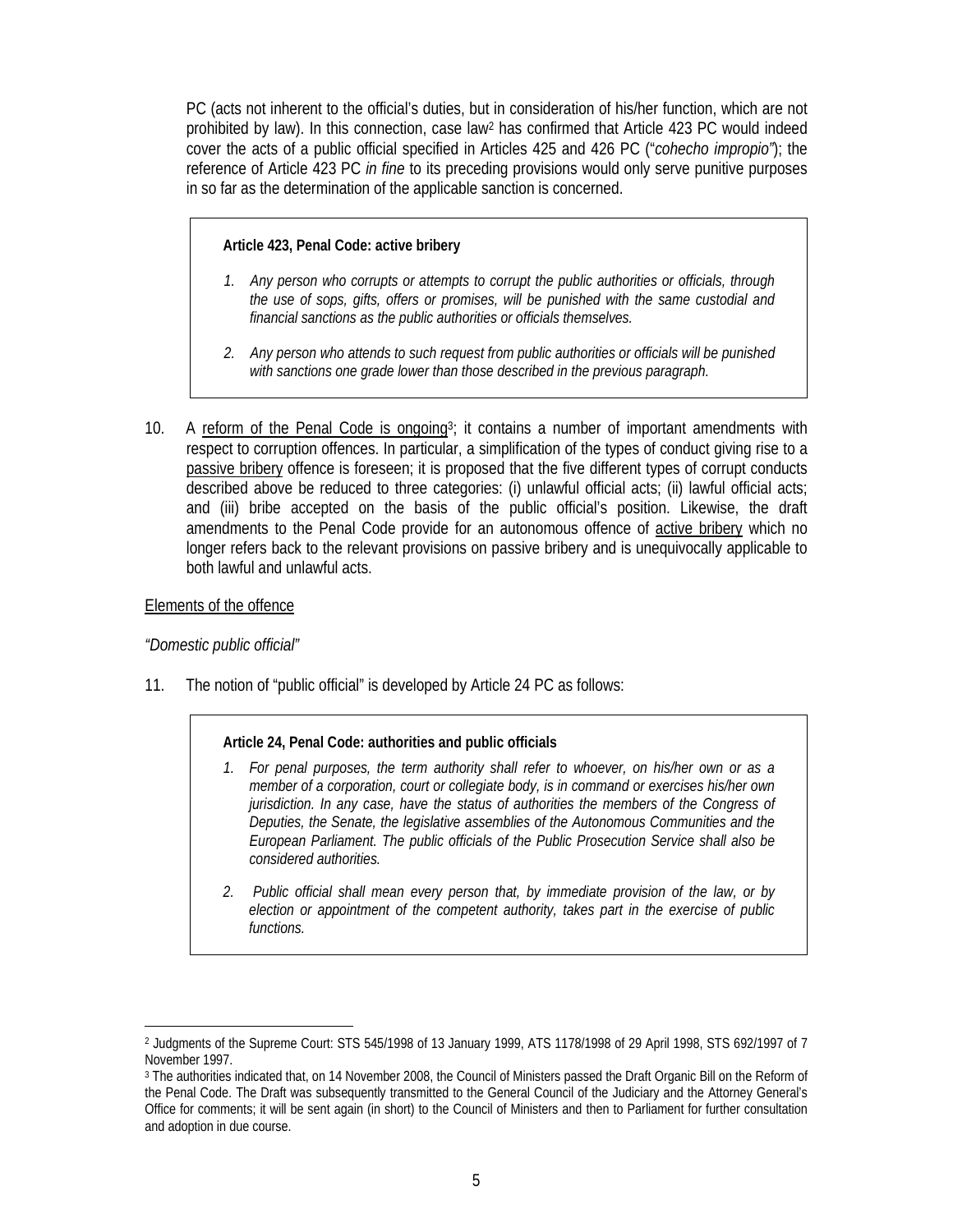PC (acts not inherent to the official's duties, but in consideration of his/her function, which are not prohibited by law). In this connection, case law[2] has confirmed that Article 423 PC would indeed cover the acts of a public official specified in Articles 425 and 426 PC ("*cohecho impropio*"); the reference of Article 423 PC *in fine* to its preceding provisions would only serve punitive purposes in so far as the determination of the applicable sanction is concerned.

> **Article 423, Penal Code: active bribery**
>
> 1. *Any person who corrupts or attempts to corrupt the public authorities or officials, through the use of sops, gifts, offers or promises, will be punished with the same custodial and financial sanctions as the public authorities or officials themselves.*
> 2. *Any person who attends to such request from public authorities or officials will be punished with sanctions one grade lower than those described in the previous paragraph.*

10. A <u>reform of the Penal Code is ongoing</u>[3]; it contains a number of important amendments with respect to corruption offences. In particular, a simplification of the types of conduct giving rise to a <u>passive bribery</u> offence is foreseen; it is proposed that the five different types of corrupt conducts described above be reduced to three categories: (i) unlawful official acts; (ii) lawful official acts; and (iii) bribe accepted on the basis of the public official's position. Likewise, the draft amendments to the Penal Code provide for an autonomous offence of <u>active bribery</u> which no longer refers back to the relevant provisions on passive bribery and is unequivocally applicable to both lawful and unlawful acts.

<u>Elements of the offence</u>

*"Domestic public official"*

11. The notion of "public official" is developed by Article 24 PC as follows:

> **Article 24, Penal Code: authorities and public officials**
>
> 1. *For penal purposes, the term authority shall refer to whoever, on his/her own or as a member of a corporation, court or collegiate body, is in command or exercises his/her own jurisdiction. In any case, have the status of authorities the members of the Congress of Deputies, the Senate, the legislative assemblies of the Autonomous Communities and the European Parliament. The public officials of the Public Prosecution Service shall also be considered authorities.*
> 2. *Public official shall mean every person that, by immediate provision of the law, or by election or appointment of the competent authority, takes part in the exercise of public functions.*

---

[2] Judgments of the Supreme Court: STS 545/1998 of 13 January 1999, ATS 1178/1998 of 29 April 1998, STS 692/1997 of 7 November 1997.

[3] The authorities indicated that, on 14 November 2008, the Council of Ministers passed the Draft Organic Bill on the Reform of the Penal Code. The Draft was subsequently transmitted to the General Council of the Judiciary and the Attorney General's Office for comments; it will be sent again (in short) to the Council of Ministers and then to Parliament for further consultation and adoption in due course.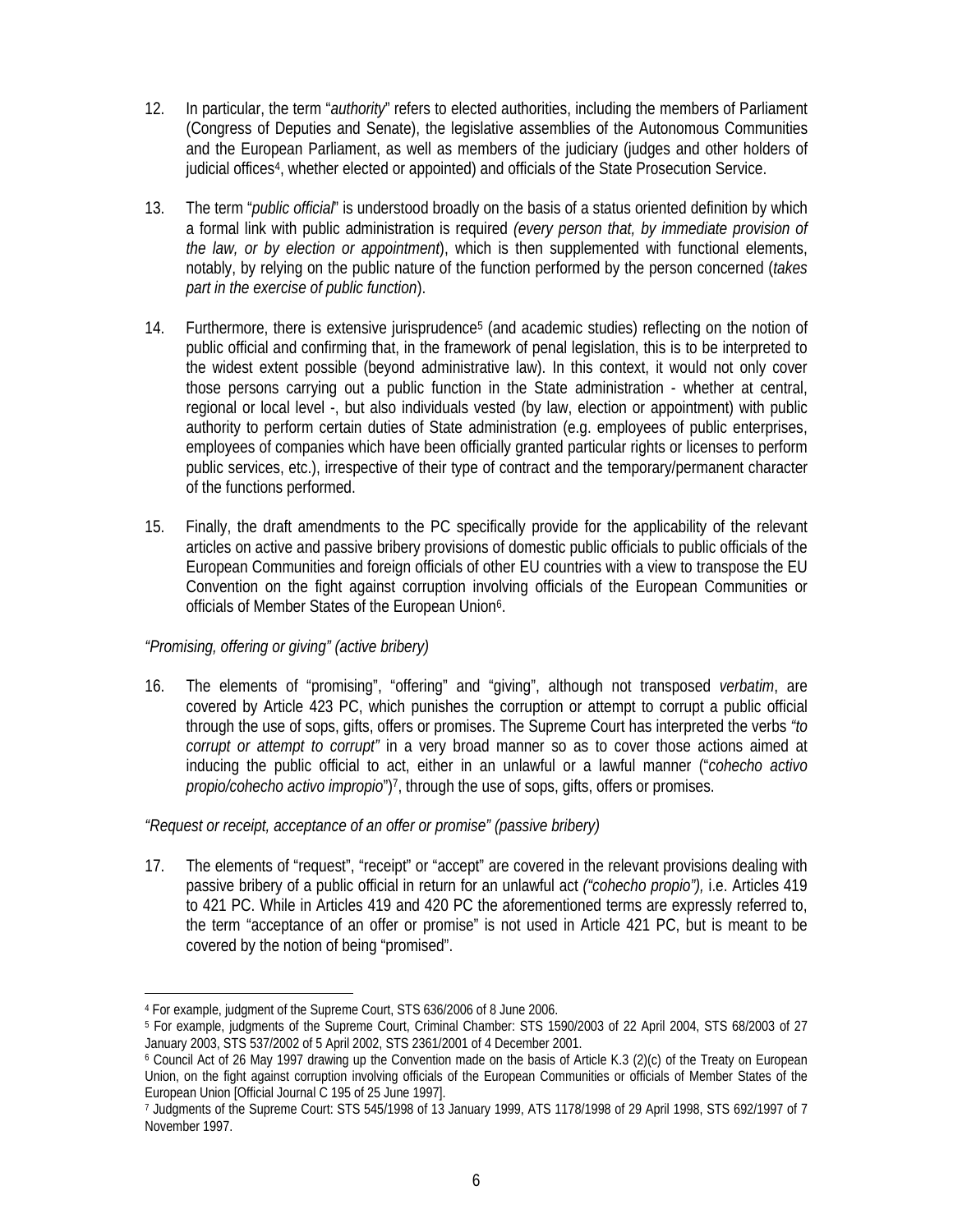12. In particular, the term "*authority*" refers to elected authorities, including the members of Parliament (Congress of Deputies and Senate), the legislative assemblies of the Autonomous Communities and the European Parliament, as well as members of the judiciary (judges and other holders of judicial offices[4], whether elected or appointed) and officials of the State Prosecution Service.

13. The term "*public official*" is understood broadly on the basis of a status oriented definition by which a formal link with public administration is required *(every person that, by immediate provision of the law, or by election or appointment*), which is then supplemented with functional elements, notably, by relying on the public nature of the function performed by the person concerned (*takes part in the exercise of public function*).

14. Furthermore, there is extensive jurisprudence[5] (and academic studies) reflecting on the notion of public official and confirming that, in the framework of penal legislation, this is to be interpreted to the widest extent possible (beyond administrative law). In this context, it would not only cover those persons carrying out a public function in the State administration - whether at central, regional or local level -, but also individuals vested (by law, election or appointment) with public authority to perform certain duties of State administration (e.g. employees of public enterprises, employees of companies which have been officially granted particular rights or licenses to perform public services, etc.), irrespective of their type of contract and the temporary/permanent character of the functions performed.

15. Finally, the draft amendments to the PC specifically provide for the applicability of the relevant articles on active and passive bribery provisions of domestic public officials to public officials of the European Communities and foreign officials of other EU countries with a view to transpose the EU Convention on the fight against corruption involving officials of the European Communities or officials of Member States of the European Union[6].

*"Promising, offering or giving" (active bribery)*

16. The elements of "promising", "offering" and "giving", although not transposed *verbatim*, are covered by Article 423 PC, which punishes the corruption or attempt to corrupt a public official through the use of sops, gifts, offers or promises. The Supreme Court has interpreted the verbs *"to corrupt or attempt to corrupt"* in a very broad manner so as to cover those actions aimed at inducing the public official to act, either in an unlawful or a lawful manner ("*cohecho activo propio/cohecho activo impropio*")[7], through the use of sops, gifts, offers or promises.

*"Request or receipt, acceptance of an offer or promise" (passive bribery)*

17. The elements of "request", "receipt" or "accept" are covered in the relevant provisions dealing with passive bribery of a public official in return for an unlawful act *("cohecho propio"),* i.e. Articles 419 to 421 PC. While in Articles 419 and 420 PC the aforementioned terms are expressly referred to, the term "acceptance of an offer or promise" is not used in Article 421 PC, but is meant to be covered by the notion of being "promised".

---

[4] For example, judgment of the Supreme Court, STS 636/2006 of 8 June 2006.

[5] For example, judgments of the Supreme Court, Criminal Chamber: STS 1590/2003 of 22 April 2004, STS 68/2003 of 27 January 2003, STS 537/2002 of 5 April 2002, STS 2361/2001 of 4 December 2001.

[6] Council Act of 26 May 1997 drawing up the Convention made on the basis of Article K.3 (2)(c) of the Treaty on European Union, on the fight against corruption involving officials of the European Communities or officials of Member States of the European Union [Official Journal C 195 of 25 June 1997].

[7] Judgments of the Supreme Court: STS 545/1998 of 13 January 1999, ATS 1178/1998 of 29 April 1998, STS 692/1997 of 7 November 1997.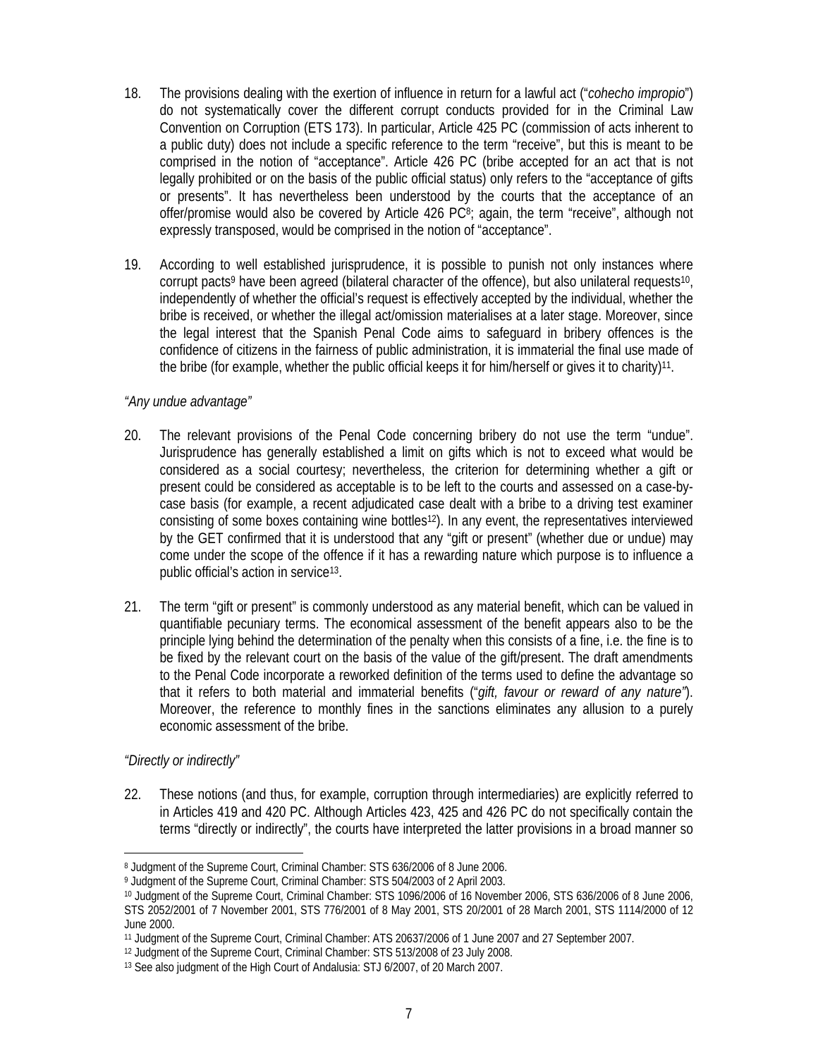18. The provisions dealing with the exertion of influence in return for a lawful act ("*cohecho impropio*") do not systematically cover the different corrupt conducts provided for in the Criminal Law Convention on Corruption (ETS 173). In particular, Article 425 PC (commission of acts inherent to a public duty) does not include a specific reference to the term "receive", but this is meant to be comprised in the notion of "acceptance". Article 426 PC (bribe accepted for an act that is not legally prohibited or on the basis of the public official status) only refers to the "acceptance of gifts or presents". It has nevertheless been understood by the courts that the acceptance of an offer/promise would also be covered by Article 426 PC[8]; again, the term "receive", although not expressly transposed, would be comprised in the notion of "acceptance".

19. According to well established jurisprudence, it is possible to punish not only instances where corrupt pacts[9] have been agreed (bilateral character of the offence), but also unilateral requests[10], independently of whether the official's request is effectively accepted by the individual, whether the bribe is received, or whether the illegal act/omission materialises at a later stage. Moreover, since the legal interest that the Spanish Penal Code aims to safeguard in bribery offences is the confidence of citizens in the fairness of public administration, it is immaterial the final use made of the bribe (for example, whether the public official keeps it for him/herself or gives it to charity)[11].

*"Any undue advantage"*

20. The relevant provisions of the Penal Code concerning bribery do not use the term "undue". Jurisprudence has generally established a limit on gifts which is not to exceed what would be considered as a social courtesy; nevertheless, the criterion for determining whether a gift or present could be considered as acceptable is to be left to the courts and assessed on a case-by-case basis (for example, a recent adjudicated case dealt with a bribe to a driving test examiner consisting of some boxes containing wine bottles[12]). In any event, the representatives interviewed by the GET confirmed that it is understood that any "gift or present" (whether due or undue) may come under the scope of the offence if it has a rewarding nature which purpose is to influence a public official's action in service[13].

21. The term "gift or present" is commonly understood as any material benefit, which can be valued in quantifiable pecuniary terms. The economical assessment of the benefit appears also to be the principle lying behind the determination of the penalty when this consists of a fine, i.e. the fine is to be fixed by the relevant court on the basis of the value of the gift/present. The draft amendments to the Penal Code incorporate a reworked definition of the terms used to define the advantage so that it refers to both material and immaterial benefits ("*gift, favour or reward of any nature*"). Moreover, the reference to monthly fines in the sanctions eliminates any allusion to a purely economic assessment of the bribe.

*"Directly or indirectly"*

22. These notions (and thus, for example, corruption through intermediaries) are explicitly referred to in Articles 419 and 420 PC. Although Articles 423, 425 and 426 PC do not specifically contain the terms "directly or indirectly", the courts have interpreted the latter provisions in a broad manner so

---

[8] Judgment of the Supreme Court, Criminal Chamber: STS 636/2006 of 8 June 2006.

[9] Judgment of the Supreme Court, Criminal Chamber: STS 504/2003 of 2 April 2003.

[10] Judgment of the Supreme Court, Criminal Chamber: STS 1096/2006 of 16 November 2006, STS 636/2006 of 8 June 2006, STS 2052/2001 of 7 November 2001, STS 776/2001 of 8 May 2001, STS 20/2001 of 28 March 2001, STS 1114/2000 of 12 June 2000.

[11] Judgment of the Supreme Court, Criminal Chamber: ATS 20637/2006 of 1 June 2007 and 27 September 2007.

[12] Judgment of the Supreme Court, Criminal Chamber: STS 513/2008 of 23 July 2008.

[13] See also judgment of the High Court of Andalusia: STJ 6/2007, of 20 March 2007.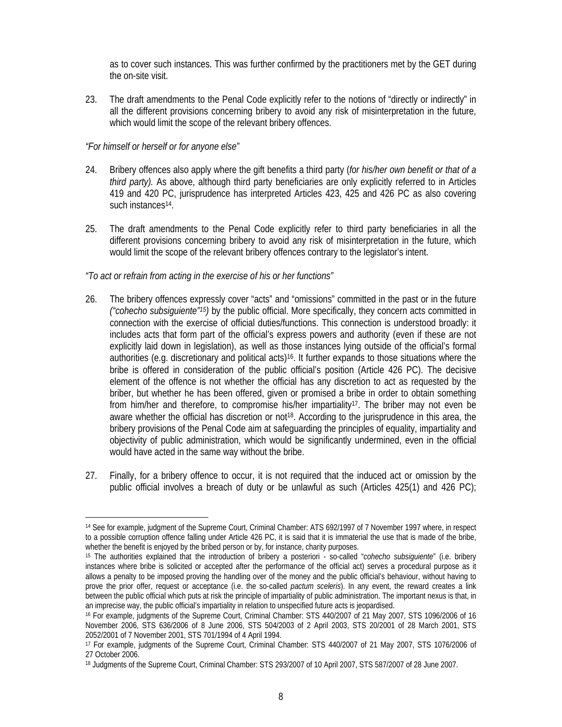as to cover such instances. This was further confirmed by the practitioners met by the GET during the on-site visit.

23. The draft amendments to the Penal Code explicitly refer to the notions of "directly or indirectly" in all the different provisions concerning bribery to avoid any risk of misinterpretation in the future, which would limit the scope of the relevant bribery offences.

*"For himself or herself or for anyone else"*

24. Bribery offences also apply where the gift benefits a third party (*for his/her own benefit or that of a third party).* As above, although third party beneficiaries are only explicitly referred to in Articles 419 and 420 PC, jurisprudence has interpreted Articles 423, 425 and 426 PC as also covering such instances[14].

25. The draft amendments to the Penal Code explicitly refer to third party beneficiaries in all the different provisions concerning bribery to avoid any risk of misinterpretation in the future, which would limit the scope of the relevant bribery offences contrary to the legislator's intent.

*"To act or refrain from acting in the exercise of his or her functions"*

26. The bribery offences expressly cover "acts" and "omissions" committed in the past or in the future *("cohecho subsiguiente"[15])* by the public official. More specifically, they concern acts committed in connection with the exercise of official duties/functions. This connection is understood broadly: it includes acts that form part of the official's express powers and authority (even if these are not explicitly laid down in legislation), as well as those instances lying outside of the official's formal authorities (e.g. discretionary and political acts)[16]. It further expands to those situations where the bribe is offered in consideration of the public official's position (Article 426 PC). The decisive element of the offence is not whether the official has any discretion to act as requested by the briber, but whether he has been offered, given or promised a bribe in order to obtain something from him/her and therefore, to compromise his/her impartiality[17]. The briber may not even be aware whether the official has discretion or not[18]. According to the jurisprudence in this area, the bribery provisions of the Penal Code aim at safeguarding the principles of equality, impartiality and objectivity of public administration, which would be significantly undermined, even in the official would have acted in the same way without the bribe.

27. Finally, for a bribery offence to occur, it is not required that the induced act or omission by the public official involves a breach of duty or be unlawful as such (Articles 425(1) and 426 PC);

---

[14] See for example, judgment of the Supreme Court, Criminal Chamber: ATS 692/1997 of 7 November 1997 where, in respect to a possible corruption offence falling under Article 426 PC, it is said that it is immaterial the use that is made of the bribe, whether the benefit is enjoyed by the bribed person or by, for instance, charity purposes.

[15] The authorities explained that the introduction of bribery a posteriori - so-called "*cohecho subsiguiente*" (i.e. bribery instances where bribe is solicited or accepted after the performance of the official act) serves a procedural purpose as it allows a penalty to be imposed proving the handling over of the money and the public official's behaviour, without having to prove the prior offer, request or acceptance (i.e. the so-called *pactum sceleris*). In any event, the reward creates a link between the public official which puts at risk the principle of impartiality of public administration. The important nexus is that, in an imprecise way, the public official's impartiality in relation to unspecified future acts is jeopardised.

[16] For example, judgments of the Supreme Court, Criminal Chamber: STS 440/2007 of 21 May 2007, STS 1096/2006 of 16 November 2006, STS 636/2006 of 8 June 2006, STS 504/2003 of 2 April 2003, STS 20/2001 of 28 March 2001, STS 2052/2001 of 7 November 2001, STS 701/1994 of 4 April 1994.

[17] For example, judgments of the Supreme Court, Criminal Chamber: STS 440/2007 of 21 May 2007, STS 1076/2006 of 27 October 2006.

[18] Judgments of the Supreme Court, Criminal Chamber: STS 293/2007 of 10 April 2007, STS 587/2007 of 28 June 2007.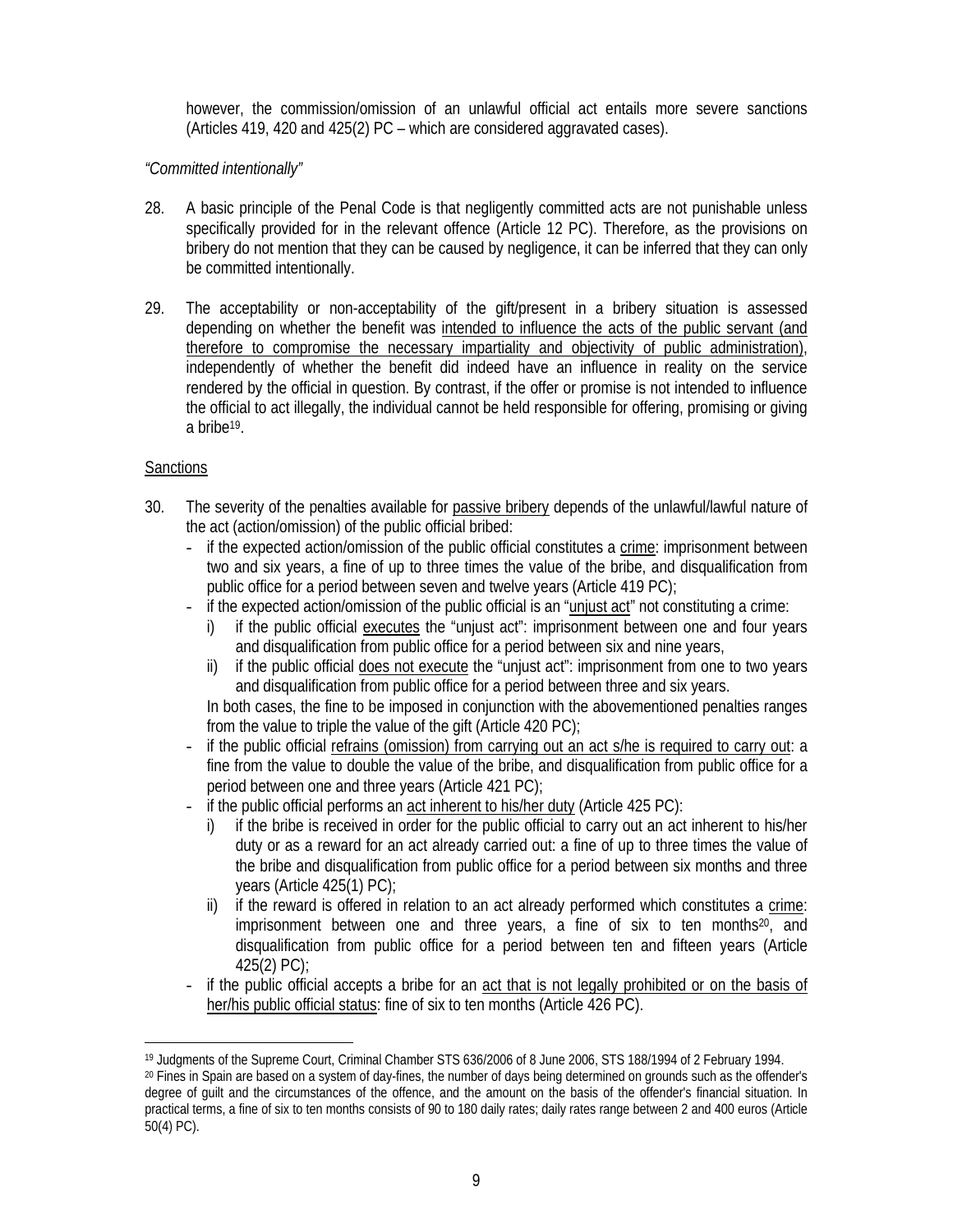however, the commission/omission of an unlawful official act entails more severe sanctions (Articles 419, 420 and 425(2) PC – which are considered aggravated cases).

*"Committed intentionally"*

28. A basic principle of the Penal Code is that negligently committed acts are not punishable unless specifically provided for in the relevant offence (Article 12 PC). Therefore, as the provisions on bribery do not mention that they can be caused by negligence, it can be inferred that they can only be committed intentionally.

29. The acceptability or non-acceptability of the gift/present in a bribery situation is assessed depending on whether the benefit was intended to influence the acts of the public servant (and therefore to compromise the necessary impartiality and objectivity of public administration), independently of whether the benefit did indeed have an influence in reality on the service rendered by the official in question. By contrast, if the offer or promise is not intended to influence the official to act illegally, the individual cannot be held responsible for offering, promising or giving a bribe[19].

Sanctions

30. The severity of the penalties available for passive bribery depends of the unlawful/lawful nature of the act (action/omission) of the public official bribed:
    - if the expected action/omission of the public official constitutes a crime: imprisonment between two and six years, a fine of up to three times the value of the bribe, and disqualification from public office for a period between seven and twelve years (Article 419 PC);
    - if the expected action/omission of the public official is an "unjust act" not constituting a crime:
        i) if the public official executes the "unjust act": imprisonment between one and four years and disqualification from public office for a period between six and nine years,
        ii) if the public official does not execute the "unjust act": imprisonment from one to two years and disqualification from public office for a period between three and six years.

      In both cases, the fine to be imposed in conjunction with the abovementioned penalties ranges from the value to triple the value of the gift (Article 420 PC);
    - if the public official refrains (omission) from carrying out an act s/he is required to carry out: a fine from the value to double the value of the bribe, and disqualification from public office for a period between one and three years (Article 421 PC);
    - if the public official performs an act inherent to his/her duty (Article 425 PC):
        i) if the bribe is received in order for the public official to carry out an act inherent to his/her duty or as a reward for an act already carried out: a fine of up to three times the value of the bribe and disqualification from public office for a period between six months and three years (Article 425(1) PC);
        ii) if the reward is offered in relation to an act already performed which constitutes a crime: imprisonment between one and three years, a fine of six to ten months[20], and disqualification from public office for a period between ten and fifteen years (Article 425(2) PC);
    - if the public official accepts a bribe for an act that is not legally prohibited or on the basis of her/his public official status: fine of six to ten months (Article 426 PC).

---

[19] Judgments of the Supreme Court, Criminal Chamber STS 636/2006 of 8 June 2006, STS 188/1994 of 2 February 1994.

[20] Fines in Spain are based on a system of day-fines, the number of days being determined on grounds such as the offender's degree of guilt and the circumstances of the offence, and the amount on the basis of the offender's financial situation. In practical terms, a fine of six to ten months consists of 90 to 180 daily rates; daily rates range between 2 and 400 euros (Article 50(4) PC).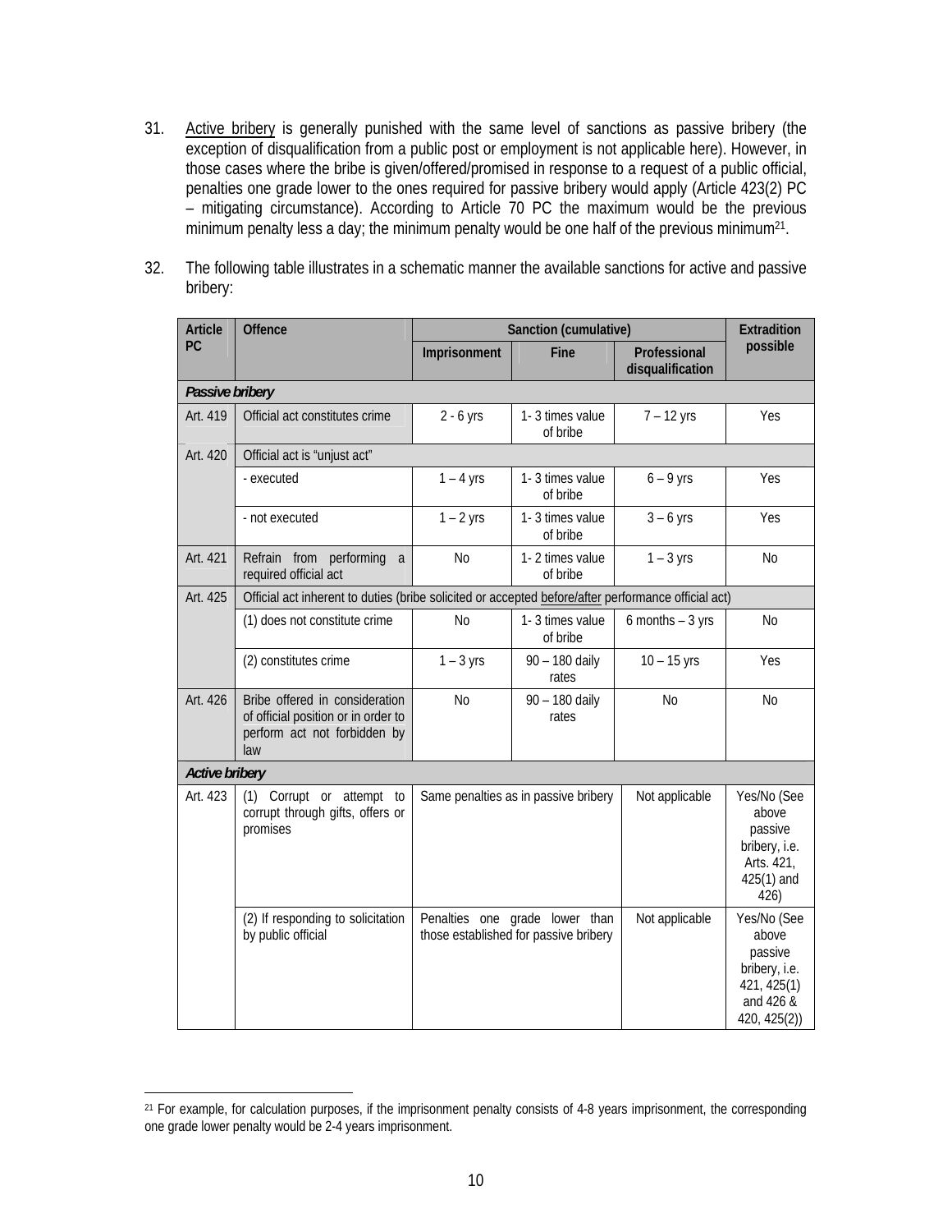31. Active bribery is generally punished with the same level of sanctions as passive bribery (the exception of disqualification from a public post or employment is not applicable here). However, in those cases where the bribe is given/offered/promised in response to a request of a public official, penalties one grade lower to the ones required for passive bribery would apply (Article 423(2) PC – mitigating circumstance). According to Article 70 PC the maximum would be the previous minimum penalty less a day; the minimum penalty would be one half of the previous minimum[21].

32. The following table illustrates in a schematic manner the available sanctions for active and passive bribery:

| Article PC | Offence | Sanction (cumulative) | | | Extradition possible |
|---|---|---|---|---|---|
| | | Imprisonment | Fine | Professional disqualification | |
| ***Passive bribery*** | | | | | |
| Art. 419 | Official act constitutes crime | 2 - 6 yrs | 1- 3 times value of bribe | 7 – 12 yrs | Yes |
| Art. 420 | Official act is "unjust act" | | | | |
| | - executed | 1 – 4 yrs | 1- 3 times value of bribe | 6 – 9 yrs | Yes |
| | - not executed | 1 – 2 yrs | 1- 3 times value of bribe | 3 – 6 yrs | Yes |
| Art. 421 | Refrain from performing a required official act | No | 1- 2 times value of bribe | 1 – 3 yrs | No |
| Art. 425 | Official act inherent to duties (bribe solicited or accepted before/after performance official act) | | | | |
| | (1) does not constitute crime | No | 1- 3 times value of bribe | 6 months – 3 yrs | No |
| | (2) constitutes crime | 1 – 3 yrs | 90 – 180 daily rates | 10 – 15 yrs | Yes |
| Art. 426 | Bribe offered in consideration of official position or in order to perform act not forbidden by law | No | 90 – 180 daily rates | No | No |
| ***Active bribery*** | | | | | |
| Art. 423 | (1) Corrupt or attempt to corrupt through gifts, offers or promises | Same penalties as in passive bribery | | Not applicable | Yes/No (See above passive bribery, i.e. Arts. 421, 425(1) and 426) |
| | (2) If responding to solicitation by public official | Penalties one grade lower than those established for passive bribery | | Not applicable | Yes/No (See above passive bribery, i.e. 421, 425(1) and 426 & 420, 425(2)) |

[21] For example, for calculation purposes, if the imprisonment penalty consists of 4-8 years imprisonment, the corresponding one grade lower penalty would be 2-4 years imprisonment.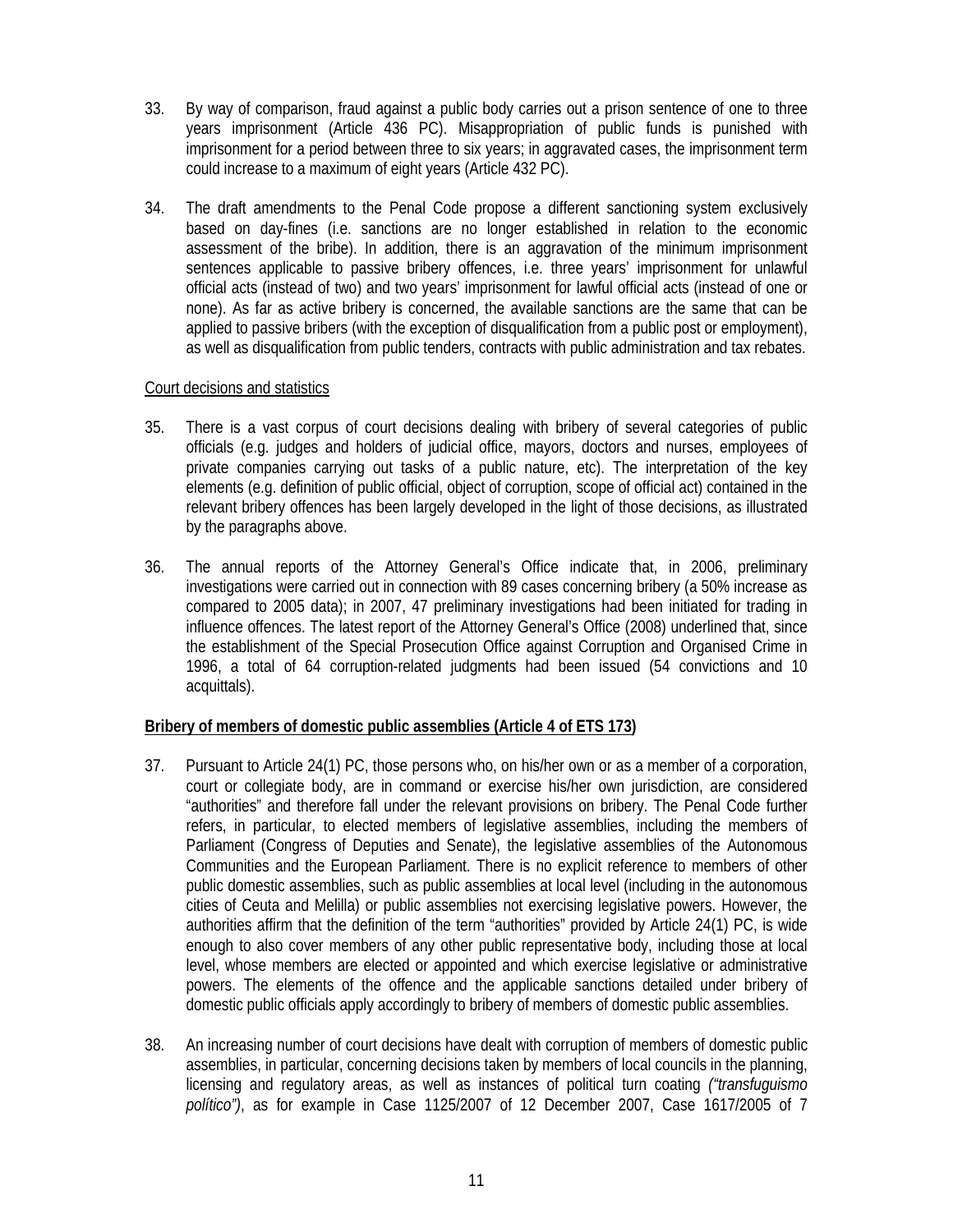33. By way of comparison, fraud against a public body carries out a prison sentence of one to three years imprisonment (Article 436 PC). Misappropriation of public funds is punished with imprisonment for a period between three to six years; in aggravated cases, the imprisonment term could increase to a maximum of eight years (Article 432 PC).

34. The draft amendments to the Penal Code propose a different sanctioning system exclusively based on day-fines (i.e. sanctions are no longer established in relation to the economic assessment of the bribe). In addition, there is an aggravation of the minimum imprisonment sentences applicable to passive bribery offences, i.e. three years' imprisonment for unlawful official acts (instead of two) and two years' imprisonment for lawful official acts (instead of one or none). As far as active bribery is concerned, the available sanctions are the same that can be applied to passive bribers (with the exception of disqualification from a public post or employment), as well as disqualification from public tenders, contracts with public administration and tax rebates.

Court decisions and statistics

35. There is a vast corpus of court decisions dealing with bribery of several categories of public officials (e.g. judges and holders of judicial office, mayors, doctors and nurses, employees of private companies carrying out tasks of a public nature, etc). The interpretation of the key elements (e.g. definition of public official, object of corruption, scope of official act) contained in the relevant bribery offences has been largely developed in the light of those decisions, as illustrated by the paragraphs above.

36. The annual reports of the Attorney General's Office indicate that, in 2006, preliminary investigations were carried out in connection with 89 cases concerning bribery (a 50% increase as compared to 2005 data); in 2007, 47 preliminary investigations had been initiated for trading in influence offences. The latest report of the Attorney General's Office (2008) underlined that, since the establishment of the Special Prosecution Office against Corruption and Organised Crime in 1996, a total of 64 corruption-related judgments had been issued (54 convictions and 10 acquittals).

**Bribery of members of domestic public assemblies (Article 4 of ETS 173)**

37. Pursuant to Article 24(1) PC, those persons who, on his/her own or as a member of a corporation, court or collegiate body, are in command or exercise his/her own jurisdiction, are considered "authorities" and therefore fall under the relevant provisions on bribery. The Penal Code further refers, in particular, to elected members of legislative assemblies, including the members of Parliament (Congress of Deputies and Senate), the legislative assemblies of the Autonomous Communities and the European Parliament. There is no explicit reference to members of other public domestic assemblies, such as public assemblies at local level (including in the autonomous cities of Ceuta and Melilla) or public assemblies not exercising legislative powers. However, the authorities affirm that the definition of the term "authorities" provided by Article 24(1) PC, is wide enough to also cover members of any other public representative body, including those at local level, whose members are elected or appointed and which exercise legislative or administrative powers. The elements of the offence and the applicable sanctions detailed under bribery of domestic public officials apply accordingly to bribery of members of domestic public assemblies.

38. An increasing number of court decisions have dealt with corruption of members of domestic public assemblies, in particular, concerning decisions taken by members of local councils in the planning, licensing and regulatory areas, as well as instances of political turn coating *("transfuguismo político")*, as for example in Case 1125/2007 of 12 December 2007, Case 1617/2005 of 7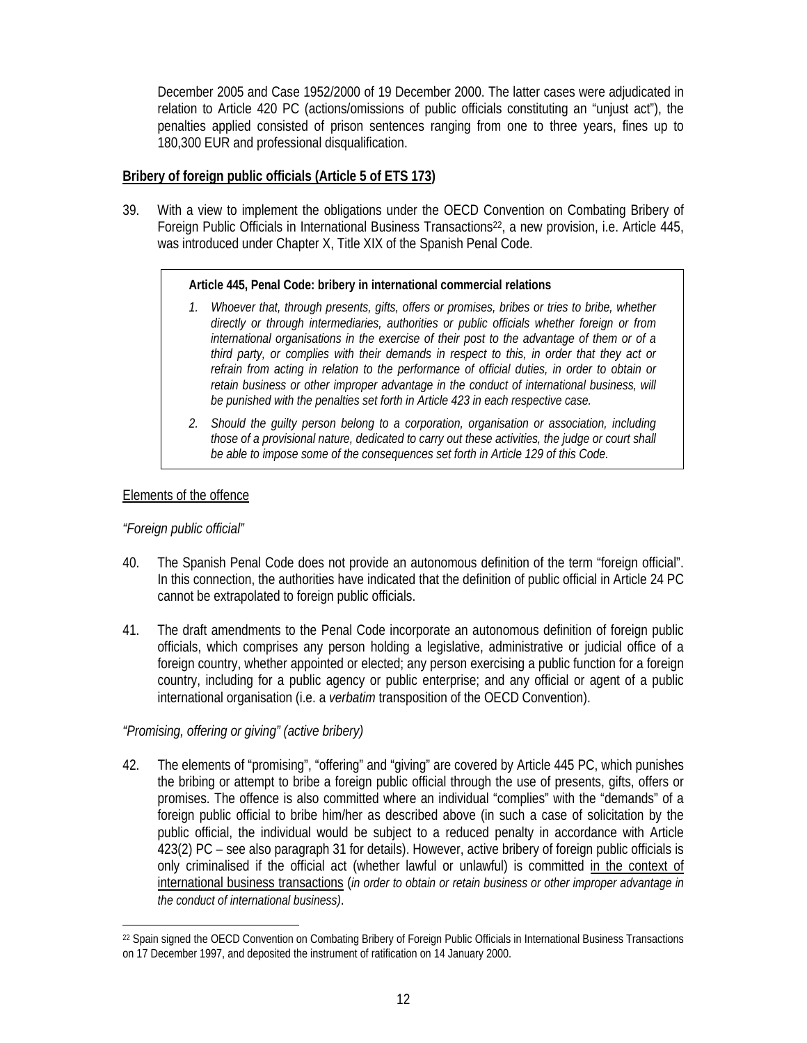December 2005 and Case 1952/2000 of 19 December 2000. The latter cases were adjudicated in relation to Article 420 PC (actions/omissions of public officials constituting an "unjust act"), the penalties applied consisted of prison sentences ranging from one to three years, fines up to 180,300 EUR and professional disqualification.

**Bribery of foreign public officials (Article 5 of ETS 173)**

39. With a view to implement the obligations under the OECD Convention on Combating Bribery of Foreign Public Officials in International Business Transactions[22], a new provision, i.e. Article 445, was introduced under Chapter X, Title XIX of the Spanish Penal Code.

> **Article 445, Penal Code: bribery in international commercial relations**
>
> 1. *Whoever that, through presents, gifts, offers or promises, bribes or tries to bribe, whether directly or through intermediaries, authorities or public officials whether foreign or from international organisations in the exercise of their post to the advantage of them or of a third party, or complies with their demands in respect to this, in order that they act or refrain from acting in relation to the performance of official duties, in order to obtain or retain business or other improper advantage in the conduct of international business, will be punished with the penalties set forth in Article 423 in each respective case.*
> 2. *Should the guilty person belong to a corporation, organisation or association, including those of a provisional nature, dedicated to carry out these activities, the judge or court shall be able to impose some of the consequences set forth in Article 129 of this Code.*

Elements of the offence

*"Foreign public official"*

40. The Spanish Penal Code does not provide an autonomous definition of the term "foreign official". In this connection, the authorities have indicated that the definition of public official in Article 24 PC cannot be extrapolated to foreign public officials.

41. The draft amendments to the Penal Code incorporate an autonomous definition of foreign public officials, which comprises any person holding a legislative, administrative or judicial office of a foreign country, whether appointed or elected; any person exercising a public function for a foreign country, including for a public agency or public enterprise; and any official or agent of a public international organisation (i.e. a *verbatim* transposition of the OECD Convention).

*"Promising, offering or giving" (active bribery)*

42. The elements of "promising", "offering" and "giving" are covered by Article 445 PC, which punishes the bribing or attempt to bribe a foreign public official through the use of presents, gifts, offers or promises. The offence is also committed where an individual "complies" with the "demands" of a foreign public official to bribe him/her as described above (in such a case of solicitation by the public official, the individual would be subject to a reduced penalty in accordance with Article 423(2) PC – see also paragraph 31 for details). However, active bribery of foreign public officials is only criminalised if the official act (whether lawful or unlawful) is committed in the context of international business transactions (*in order to obtain or retain business or other improper advantage in the conduct of international business)*.

[22] Spain signed the OECD Convention on Combating Bribery of Foreign Public Officials in International Business Transactions on 17 December 1997, and deposited the instrument of ratification on 14 January 2000.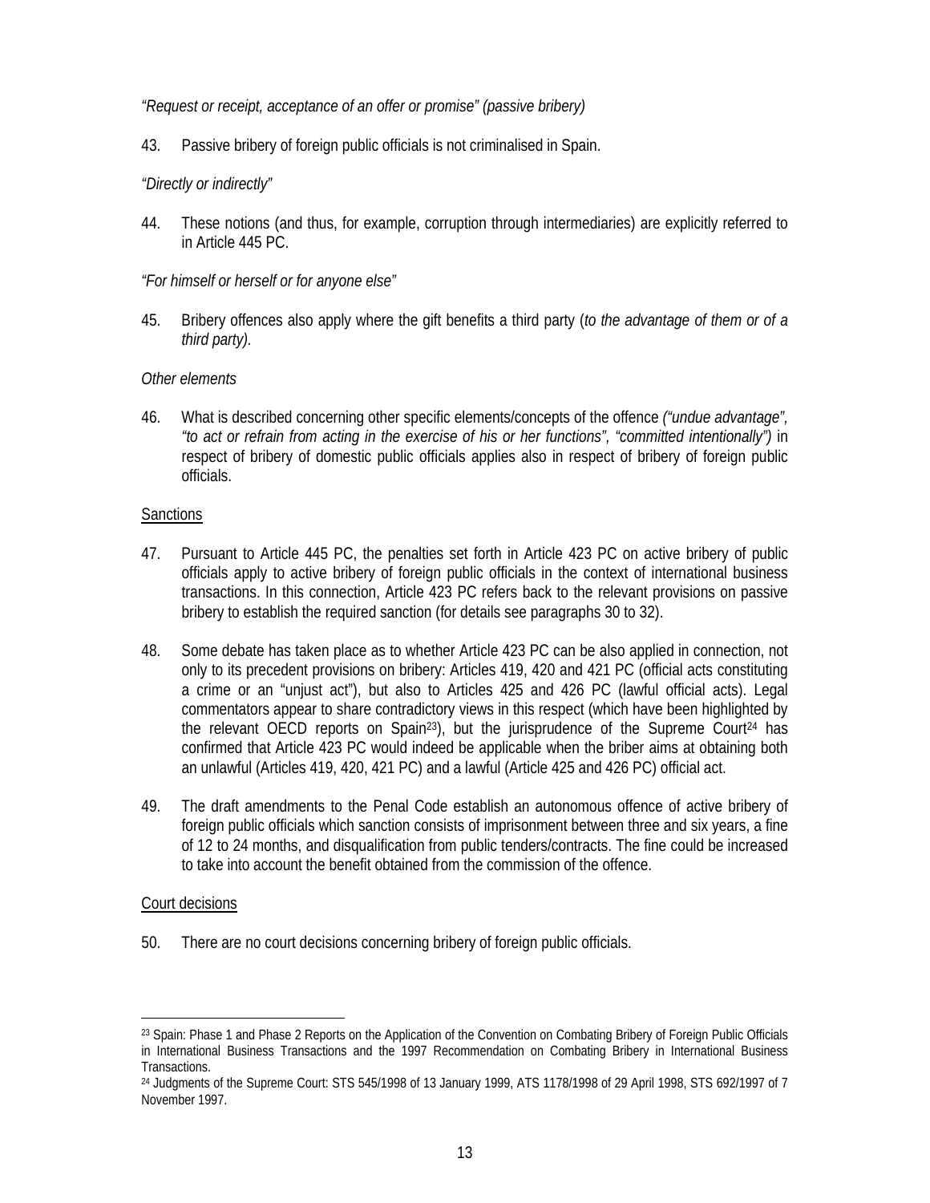*"Request or receipt, acceptance of an offer or promise" (passive bribery)*

43. Passive bribery of foreign public officials is not criminalised in Spain.

*"Directly or indirectly"*

44. These notions (and thus, for example, corruption through intermediaries) are explicitly referred to in Article 445 PC.

*"For himself or herself or for anyone else"*

45. Bribery offences also apply where the gift benefits a third party (*to the advantage of them or of a third party).*

*Other elements*

46. What is described concerning other specific elements/concepts of the offence *("undue advantage", "to act or refrain from acting in the exercise of his or her functions", "committed intentionally")* in respect of bribery of domestic public officials applies also in respect of bribery of foreign public officials.

Sanctions

47. Pursuant to Article 445 PC, the penalties set forth in Article 423 PC on active bribery of public officials apply to active bribery of foreign public officials in the context of international business transactions. In this connection, Article 423 PC refers back to the relevant provisions on passive bribery to establish the required sanction (for details see paragraphs 30 to 32).

48. Some debate has taken place as to whether Article 423 PC can be also applied in connection, not only to its precedent provisions on bribery: Articles 419, 420 and 421 PC (official acts constituting a crime or an "unjust act"), but also to Articles 425 and 426 PC (lawful official acts). Legal commentators appear to share contradictory views in this respect (which have been highlighted by the relevant OECD reports on Spain[23]), but the jurisprudence of the Supreme Court[24] has confirmed that Article 423 PC would indeed be applicable when the briber aims at obtaining both an unlawful (Articles 419, 420, 421 PC) and a lawful (Article 425 and 426 PC) official act.

49. The draft amendments to the Penal Code establish an autonomous offence of active bribery of foreign public officials which sanction consists of imprisonment between three and six years, a fine of 12 to 24 months, and disqualification from public tenders/contracts. The fine could be increased to take into account the benefit obtained from the commission of the offence.

Court decisions

50. There are no court decisions concerning bribery of foreign public officials.

---

[23] Spain: Phase 1 and Phase 2 Reports on the Application of the Convention on Combating Bribery of Foreign Public Officials in International Business Transactions and the 1997 Recommendation on Combating Bribery in International Business Transactions.

[24] Judgments of the Supreme Court: STS 545/1998 of 13 January 1999, ATS 1178/1998 of 29 April 1998, STS 692/1997 of 7 November 1997.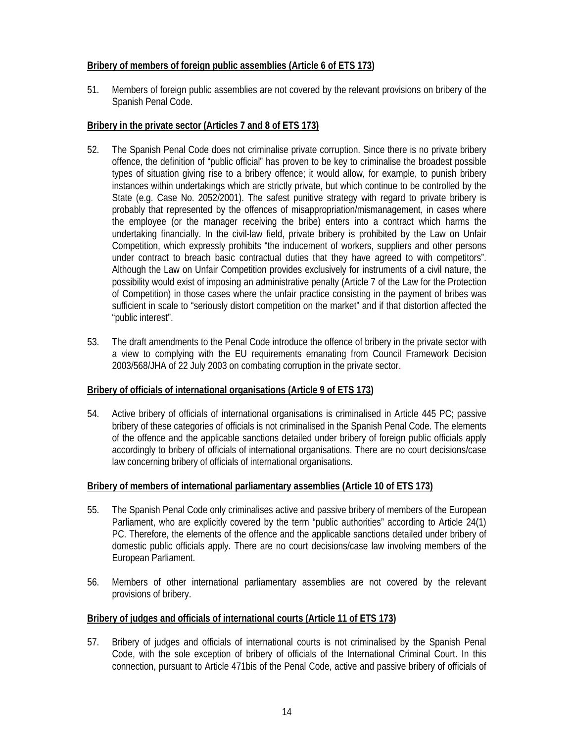**Bribery of members of foreign public assemblies (Article 6 of ETS 173)**

51. Members of foreign public assemblies are not covered by the relevant provisions on bribery of the Spanish Penal Code.

**Bribery in the private sector (Articles 7 and 8 of ETS 173)**

52. The Spanish Penal Code does not criminalise private corruption. Since there is no private bribery offence, the definition of "public official" has proven to be key to criminalise the broadest possible types of situation giving rise to a bribery offence; it would allow, for example, to punish bribery instances within undertakings which are strictly private, but which continue to be controlled by the State (e.g. Case No. 2052/2001). The safest punitive strategy with regard to private bribery is probably that represented by the offences of misappropriation/mismanagement, in cases where the employee (or the manager receiving the bribe) enters into a contract which harms the undertaking financially. In the civil-law field, private bribery is prohibited by the Law on Unfair Competition, which expressly prohibits "the inducement of workers, suppliers and other persons under contract to breach basic contractual duties that they have agreed to with competitors". Although the Law on Unfair Competition provides exclusively for instruments of a civil nature, the possibility would exist of imposing an administrative penalty (Article 7 of the Law for the Protection of Competition) in those cases where the unfair practice consisting in the payment of bribes was sufficient in scale to "seriously distort competition on the market" and if that distortion affected the "public interest".

53. The draft amendments to the Penal Code introduce the offence of bribery in the private sector with a view to complying with the EU requirements emanating from Council Framework Decision 2003/568/JHA of 22 July 2003 on combating corruption in the private sector.

**Bribery of officials of international organisations (Article 9 of ETS 173)**

54. Active bribery of officials of international organisations is criminalised in Article 445 PC; passive bribery of these categories of officials is not criminalised in the Spanish Penal Code. The elements of the offence and the applicable sanctions detailed under bribery of foreign public officials apply accordingly to bribery of officials of international organisations. There are no court decisions/case law concerning bribery of officials of international organisations.

**Bribery of members of international parliamentary assemblies (Article 10 of ETS 173)**

55. The Spanish Penal Code only criminalises active and passive bribery of members of the European Parliament, who are explicitly covered by the term "public authorities" according to Article 24(1) PC. Therefore, the elements of the offence and the applicable sanctions detailed under bribery of domestic public officials apply. There are no court decisions/case law involving members of the European Parliament.

56. Members of other international parliamentary assemblies are not covered by the relevant provisions of bribery.

**Bribery of judges and officials of international courts (Article 11 of ETS 173)**

57. Bribery of judges and officials of international courts is not criminalised by the Spanish Penal Code, with the sole exception of bribery of officials of the International Criminal Court. In this connection, pursuant to Article 471bis of the Penal Code, active and passive bribery of officials of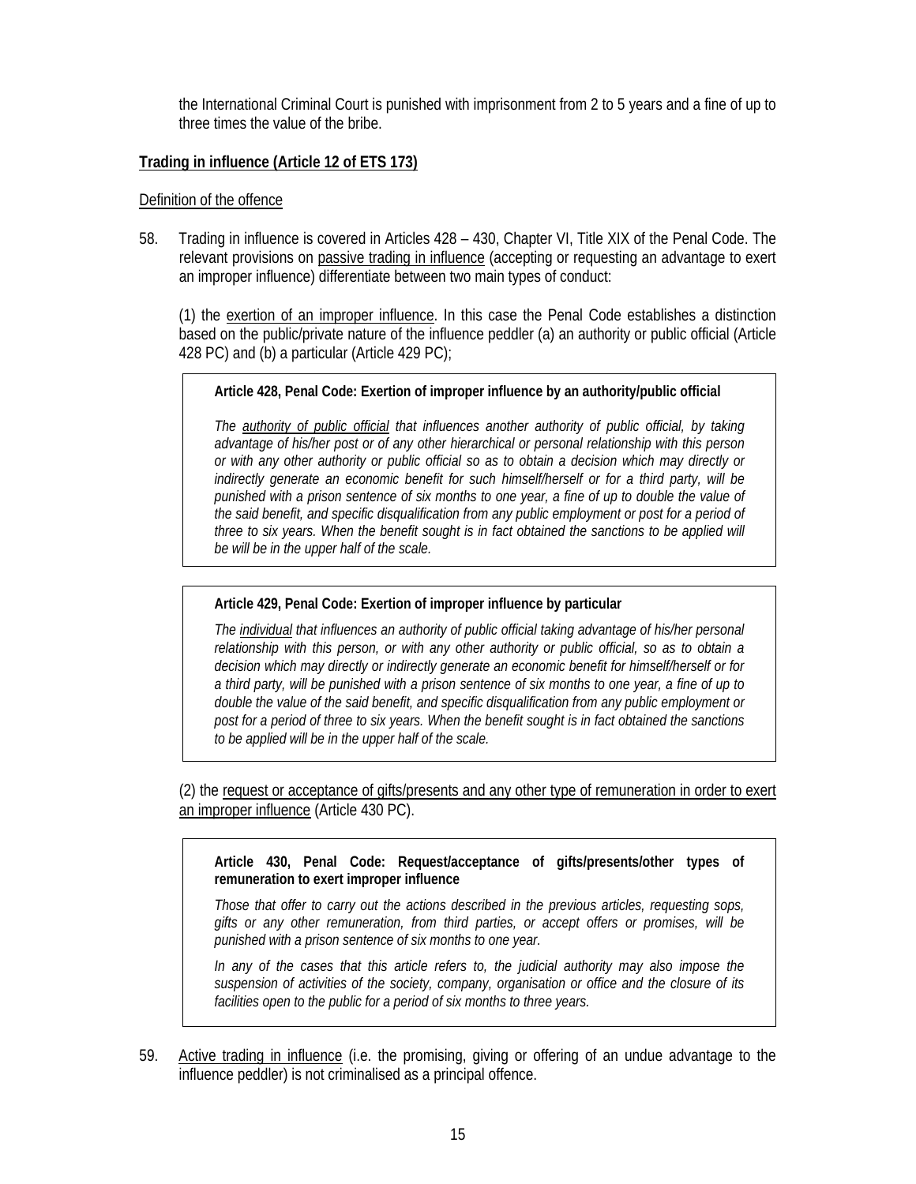the International Criminal Court is punished with imprisonment from 2 to 5 years and a fine of up to three times the value of the bribe.

**Trading in influence (Article 12 of ETS 173)**

Definition of the offence

58. Trading in influence is covered in Articles 428 – 430, Chapter VI, Title XIX of the Penal Code. The relevant provisions on passive trading in influence (accepting or requesting an advantage to exert an improper influence) differentiate between two main types of conduct:

(1) the exertion of an improper influence. In this case the Penal Code establishes a distinction based on the public/private nature of the influence peddler (a) an authority or public official (Article 428 PC) and (b) a particular (Article 429 PC);

> **Article 428, Penal Code: Exertion of improper influence by an authority/public official**
>
> *The authority of public official that influences another authority of public official, by taking advantage of his/her post or of any other hierarchical or personal relationship with this person or with any other authority or public official so as to obtain a decision which may directly or indirectly generate an economic benefit for such himself/herself or for a third party, will be punished with a prison sentence of six months to one year, a fine of up to double the value of the said benefit, and specific disqualification from any public employment or post for a period of three to six years. When the benefit sought is in fact obtained the sanctions to be applied will be will be in the upper half of the scale.*

> **Article 429, Penal Code: Exertion of improper influence by particular**
>
> *The individual that influences an authority of public official taking advantage of his/her personal relationship with this person, or with any other authority or public official, so as to obtain a decision which may directly or indirectly generate an economic benefit for himself/herself or for a third party, will be punished with a prison sentence of six months to one year, a fine of up to double the value of the said benefit, and specific disqualification from any public employment or post for a period of three to six years. When the benefit sought is in fact obtained the sanctions to be applied will be in the upper half of the scale.*

(2) the request or acceptance of gifts/presents and any other type of remuneration in order to exert an improper influence (Article 430 PC).

> **Article 430, Penal Code: Request/acceptance of gifts/presents/other types of remuneration to exert improper influence**
>
> *Those that offer to carry out the actions described in the previous articles, requesting sops, gifts or any other remuneration, from third parties, or accept offers or promises, will be punished with a prison sentence of six months to one year.*
>
> *In any of the cases that this article refers to, the judicial authority may also impose the suspension of activities of the society, company, organisation or office and the closure of its facilities open to the public for a period of six months to three years.*

59. Active trading in influence (i.e. the promising, giving or offering of an undue advantage to the influence peddler) is not criminalised as a principal offence.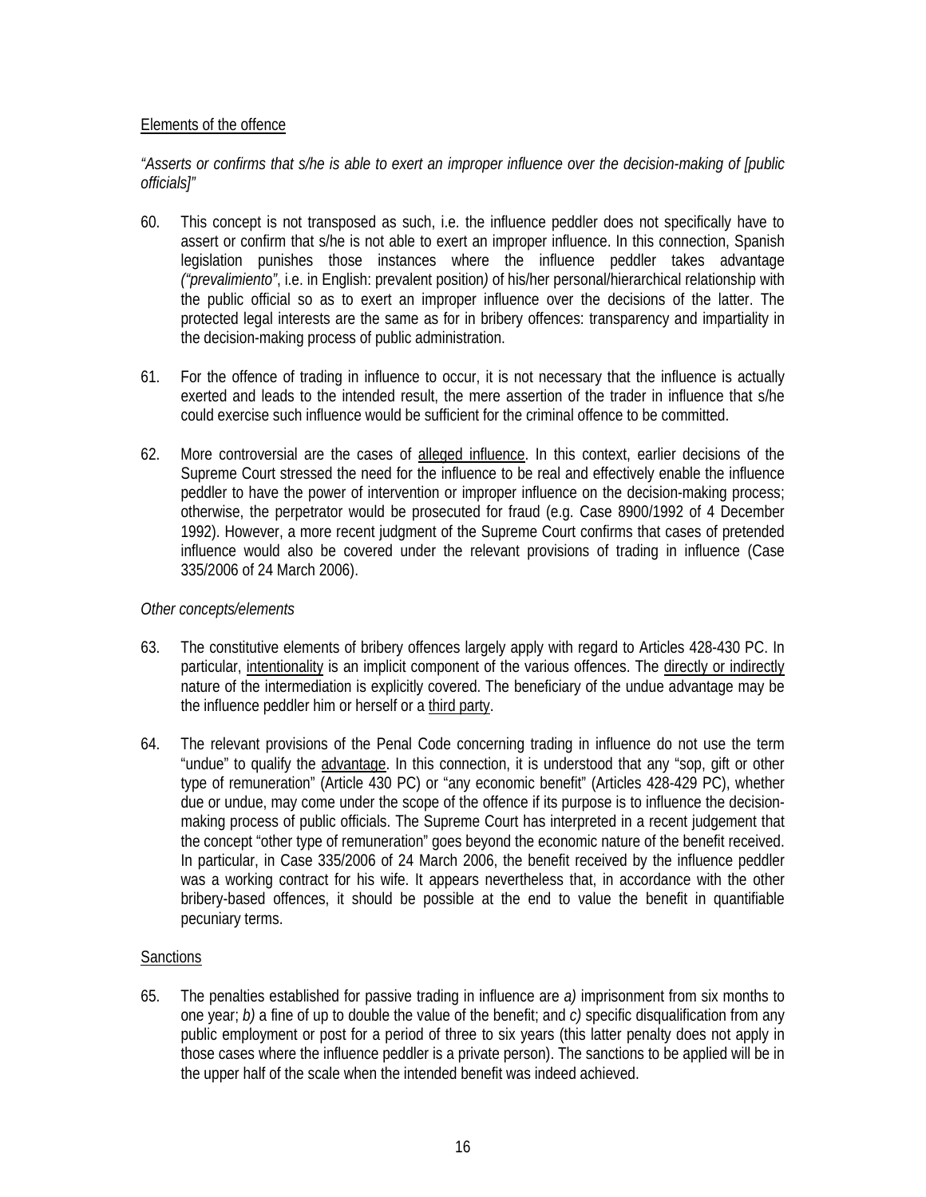Elements of the offence

*"Asserts or confirms that s/he is able to exert an improper influence over the decision-making of [public officials]"*

60. This concept is not transposed as such, i.e. the influence peddler does not specifically have to assert or confirm that s/he is not able to exert an improper influence. In this connection, Spanish legislation punishes those instances where the influence peddler takes advantage *("prevalimiento"*, i.e. in English: prevalent position*)* of his/her personal/hierarchical relationship with the public official so as to exert an improper influence over the decisions of the latter. The protected legal interests are the same as for in bribery offences: transparency and impartiality in the decision-making process of public administration.

61. For the offence of trading in influence to occur, it is not necessary that the influence is actually exerted and leads to the intended result, the mere assertion of the trader in influence that s/he could exercise such influence would be sufficient for the criminal offence to be committed.

62. More controversial are the cases of alleged influence. In this context, earlier decisions of the Supreme Court stressed the need for the influence to be real and effectively enable the influence peddler to have the power of intervention or improper influence on the decision-making process; otherwise, the perpetrator would be prosecuted for fraud (e.g. Case 8900/1992 of 4 December 1992). However, a more recent judgment of the Supreme Court confirms that cases of pretended influence would also be covered under the relevant provisions of trading in influence (Case 335/2006 of 24 March 2006).

*Other concepts/elements*

63. The constitutive elements of bribery offences largely apply with regard to Articles 428-430 PC. In particular, intentionality is an implicit component of the various offences. The directly or indirectly nature of the intermediation is explicitly covered. The beneficiary of the undue advantage may be the influence peddler him or herself or a third party.

64. The relevant provisions of the Penal Code concerning trading in influence do not use the term "undue" to qualify the advantage. In this connection, it is understood that any "sop, gift or other type of remuneration" (Article 430 PC) or "any economic benefit" (Articles 428-429 PC), whether due or undue, may come under the scope of the offence if its purpose is to influence the decision-making process of public officials. The Supreme Court has interpreted in a recent judgement that the concept "other type of remuneration" goes beyond the economic nature of the benefit received. In particular, in Case 335/2006 of 24 March 2006, the benefit received by the influence peddler was a working contract for his wife. It appears nevertheless that, in accordance with the other bribery-based offences, it should be possible at the end to value the benefit in quantifiable pecuniary terms.

Sanctions

65. The penalties established for passive trading in influence are *a)* imprisonment from six months to one year; *b)* a fine of up to double the value of the benefit; and *c)* specific disqualification from any public employment or post for a period of three to six years (this latter penalty does not apply in those cases where the influence peddler is a private person). The sanctions to be applied will be in the upper half of the scale when the intended benefit was indeed achieved.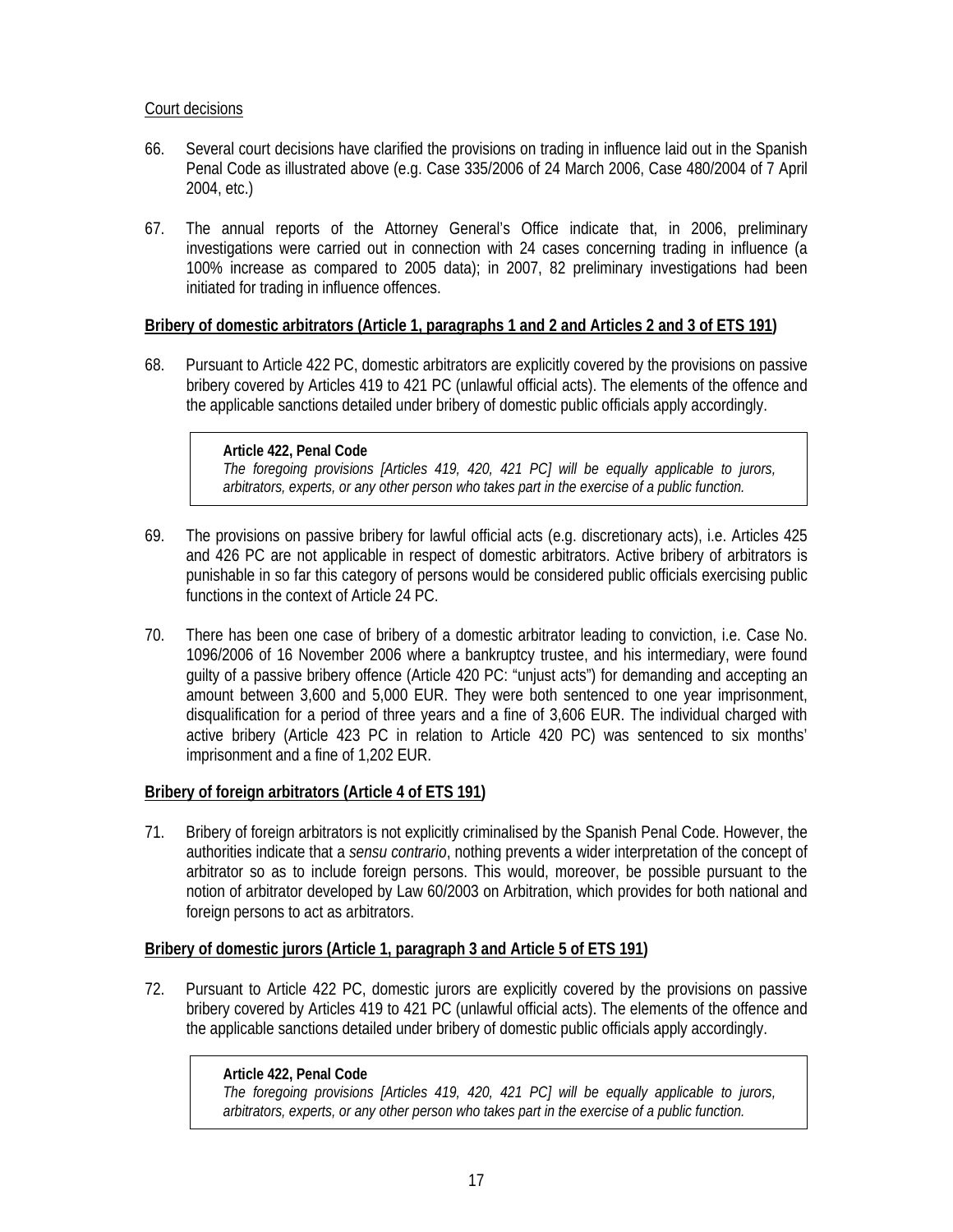Court decisions

66. Several court decisions have clarified the provisions on trading in influence laid out in the Spanish Penal Code as illustrated above (e.g. Case 335/2006 of 24 March 2006, Case 480/2004 of 7 April 2004, etc.)

67. The annual reports of the Attorney General's Office indicate that, in 2006, preliminary investigations were carried out in connection with 24 cases concerning trading in influence (a 100% increase as compared to 2005 data); in 2007, 82 preliminary investigations had been initiated for trading in influence offences.

**Bribery of domestic arbitrators (Article 1, paragraphs 1 and 2 and Articles 2 and 3 of ETS 191)**

68. Pursuant to Article 422 PC, domestic arbitrators are explicitly covered by the provisions on passive bribery covered by Articles 419 to 421 PC (unlawful official acts). The elements of the offence and the applicable sanctions detailed under bribery of domestic public officials apply accordingly.

> **Article 422, Penal Code**
> *The foregoing provisions [Articles 419, 420, 421 PC] will be equally applicable to jurors, arbitrators, experts, or any other person who takes part in the exercise of a public function.*

69. The provisions on passive bribery for lawful official acts (e.g. discretionary acts), i.e. Articles 425 and 426 PC are not applicable in respect of domestic arbitrators. Active bribery of arbitrators is punishable in so far this category of persons would be considered public officials exercising public functions in the context of Article 24 PC.

70. There has been one case of bribery of a domestic arbitrator leading to conviction, i.e. Case No. 1096/2006 of 16 November 2006 where a bankruptcy trustee, and his intermediary, were found guilty of a passive bribery offence (Article 420 PC: "unjust acts") for demanding and accepting an amount between 3,600 and 5,000 EUR. They were both sentenced to one year imprisonment, disqualification for a period of three years and a fine of 3,606 EUR. The individual charged with active bribery (Article 423 PC in relation to Article 420 PC) was sentenced to six months' imprisonment and a fine of 1,202 EUR.

**Bribery of foreign arbitrators (Article 4 of ETS 191)**

71. Bribery of foreign arbitrators is not explicitly criminalised by the Spanish Penal Code. However, the authorities indicate that a *sensu contrario*, nothing prevents a wider interpretation of the concept of arbitrator so as to include foreign persons. This would, moreover, be possible pursuant to the notion of arbitrator developed by Law 60/2003 on Arbitration, which provides for both national and foreign persons to act as arbitrators.

**Bribery of domestic jurors (Article 1, paragraph 3 and Article 5 of ETS 191)**

72. Pursuant to Article 422 PC, domestic jurors are explicitly covered by the provisions on passive bribery covered by Articles 419 to 421 PC (unlawful official acts). The elements of the offence and the applicable sanctions detailed under bribery of domestic public officials apply accordingly.

> **Article 422, Penal Code**
> *The foregoing provisions [Articles 419, 420, 421 PC] will be equally applicable to jurors, arbitrators, experts, or any other person who takes part in the exercise of a public function.*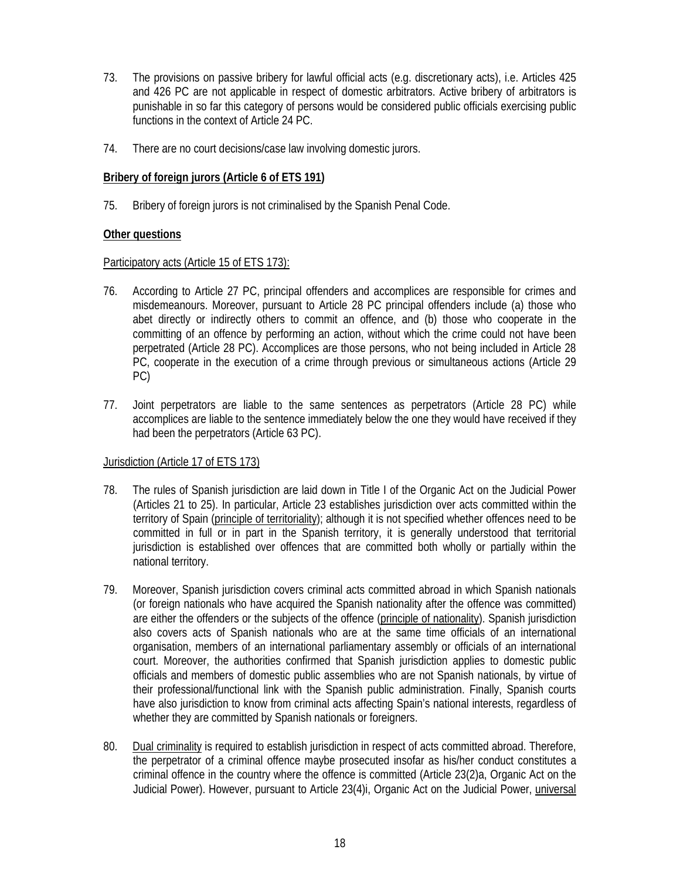73. The provisions on passive bribery for lawful official acts (e.g. discretionary acts), i.e. Articles 425 and 426 PC are not applicable in respect of domestic arbitrators. Active bribery of arbitrators is punishable in so far this category of persons would be considered public officials exercising public functions in the context of Article 24 PC.

74. There are no court decisions/case law involving domestic jurors.

**<u>Bribery of foreign jurors (Article 6 of ETS 191)</u>**

75. Bribery of foreign jurors is not criminalised by the Spanish Penal Code.

**<u>Other questions</u>**

<u>Participatory acts (Article 15 of ETS 173):</u>

76. According to Article 27 PC, principal offenders and accomplices are responsible for crimes and misdemeanours. Moreover, pursuant to Article 28 PC principal offenders include (a) those who abet directly or indirectly others to commit an offence, and (b) those who cooperate in the committing of an offence by performing an action, without which the crime could not have been perpetrated (Article 28 PC). Accomplices are those persons, who not being included in Article 28 PC, cooperate in the execution of a crime through previous or simultaneous actions (Article 29 PC)

77. Joint perpetrators are liable to the same sentences as perpetrators (Article 28 PC) while accomplices are liable to the sentence immediately below the one they would have received if they had been the perpetrators (Article 63 PC).

<u>Jurisdiction (Article 17 of ETS 173)</u>

78. The rules of Spanish jurisdiction are laid down in Title I of the Organic Act on the Judicial Power (Articles 21 to 25). In particular, Article 23 establishes jurisdiction over acts committed within the territory of Spain (<u>principle of territoriality</u>); although it is not specified whether offences need to be committed in full or in part in the Spanish territory, it is generally understood that territorial jurisdiction is established over offences that are committed both wholly or partially within the national territory.

79. Moreover, Spanish jurisdiction covers criminal acts committed abroad in which Spanish nationals (or foreign nationals who have acquired the Spanish nationality after the offence was committed) are either the offenders or the subjects of the offence (<u>principle of nationality</u>). Spanish jurisdiction also covers acts of Spanish nationals who are at the same time officials of an international organisation, members of an international parliamentary assembly or officials of an international court. Moreover, the authorities confirmed that Spanish jurisdiction applies to domestic public officials and members of domestic public assemblies who are not Spanish nationals, by virtue of their professional/functional link with the Spanish public administration. Finally, Spanish courts have also jurisdiction to know from criminal acts affecting Spain's national interests, regardless of whether they are committed by Spanish nationals or foreigners.

80. <u>Dual criminality</u> is required to establish jurisdiction in respect of acts committed abroad. Therefore, the perpetrator of a criminal offence maybe prosecuted insofar as his/her conduct constitutes a criminal offence in the country where the offence is committed (Article 23(2)a, Organic Act on the Judicial Power). However, pursuant to Article 23(4)i, Organic Act on the Judicial Power, <u>universal</u>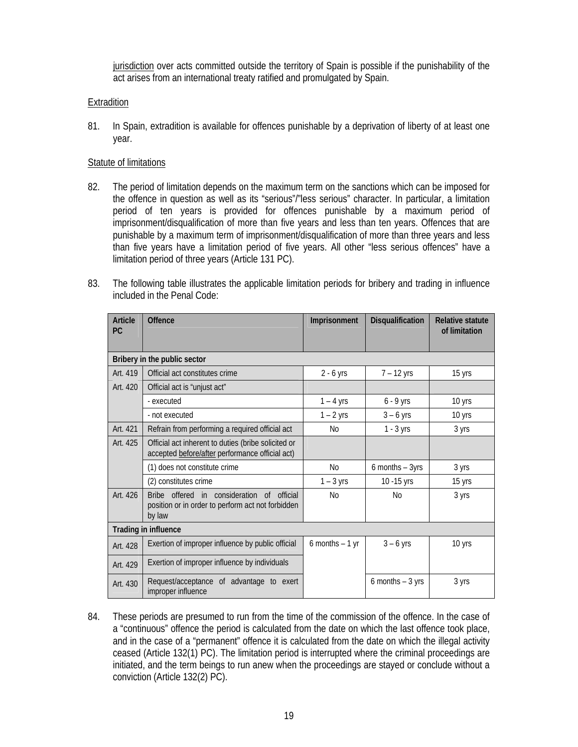jurisdiction over acts committed outside the territory of Spain is possible if the punishability of the act arises from an international treaty ratified and promulgated by Spain.

Extradition

81. In Spain, extradition is available for offences punishable by a deprivation of liberty of at least one year.

Statute of limitations

82. The period of limitation depends on the maximum term on the sanctions which can be imposed for the offence in question as well as its "serious"/"less serious" character. In particular, a limitation period of ten years is provided for offences punishable by a maximum period of imprisonment/disqualification of more than five years and less than ten years. Offences that are punishable by a maximum term of imprisonment/disqualification of more than three years and less than five years have a limitation period of five years. All other "less serious offences" have a limitation period of three years (Article 131 PC).

83. The following table illustrates the applicable limitation periods for bribery and trading in influence included in the Penal Code:

| Article PC | Offence | Imprisonment | Disqualification | Relative statute of limitation |
|---|---|---|---|---|
| **Bribery in the public sector** | | | | |
| Art. 419 | Official act constitutes crime | 2 - 6 yrs | 7 – 12 yrs | 15 yrs |
| Art. 420 | Official act is "unjust act" | | | |
| | - executed | 1 – 4 yrs | 6 - 9 yrs | 10 yrs |
| | - not executed | 1 – 2 yrs | 3 – 6 yrs | 10 yrs |
| Art. 421 | Refrain from performing a required official act | No | 1 - 3 yrs | 3 yrs |
| Art. 425 | Official act inherent to duties (bribe solicited or accepted before/after performance official act) | | | |
| | (1) does not constitute crime | No | 6 months – 3yrs | 3 yrs |
| | (2) constitutes crime | 1 – 3 yrs | 10 -15 yrs | 15 yrs |
| Art. 426 | Bribe offered in consideration of official position or in order to perform act not forbidden by law | No | No | 3 yrs |
| **Trading in influence** | | | | |
| Art. 428 | Exertion of improper influence by public official | 6 months – 1 yr | 3 – 6 yrs | 10 yrs |
| Art. 429 | Exertion of improper influence by individuals | | | |
| Art. 430 | Request/acceptance of advantage to exert improper influence | | 6 months – 3 yrs | 3 yrs |

84. These periods are presumed to run from the time of the commission of the offence. In the case of a "continuous" offence the period is calculated from the date on which the last offence took place, and in the case of a "permanent" offence it is calculated from the date on which the illegal activity ceased (Article 132(1) PC). The limitation period is interrupted where the criminal proceedings are initiated, and the term beings to run anew when the proceedings are stayed or conclude without a conviction (Article 132(2) PC).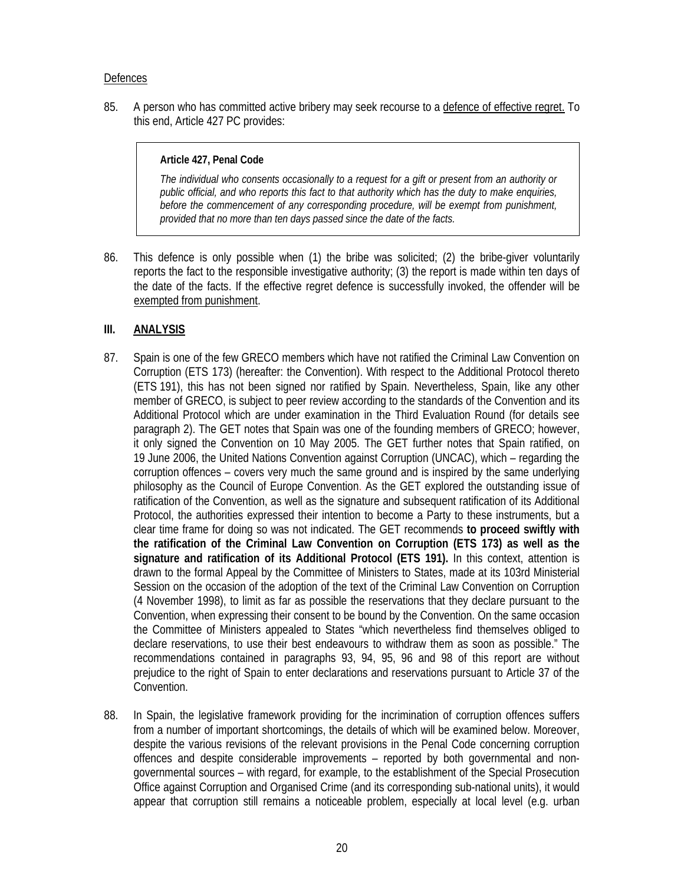Defences

85. A person who has committed active bribery may seek recourse to a defence of effective regret. To this end, Article 427 PC provides:

> **Article 427, Penal Code**
>
> *The individual who consents occasionally to a request for a gift or present from an authority or public official, and who reports this fact to that authority which has the duty to make enquiries, before the commencement of any corresponding procedure, will be exempt from punishment, provided that no more than ten days passed since the date of the facts.*

86. This defence is only possible when (1) the bribe was solicited; (2) the bribe-giver voluntarily reports the fact to the responsible investigative authority; (3) the report is made within ten days of the date of the facts. If the effective regret defence is successfully invoked, the offender will be exempted from punishment.

## III. ANALYSIS

87. Spain is one of the few GRECO members which have not ratified the Criminal Law Convention on Corruption (ETS 173) (hereafter: the Convention). With respect to the Additional Protocol thereto (ETS 191), this has not been signed nor ratified by Spain. Nevertheless, Spain, like any other member of GRECO, is subject to peer review according to the standards of the Convention and its Additional Protocol which are under examination in the Third Evaluation Round (for details see paragraph 2). The GET notes that Spain was one of the founding members of GRECO; however, it only signed the Convention on 10 May 2005. The GET further notes that Spain ratified, on 19 June 2006, the United Nations Convention against Corruption (UNCAC), which – regarding the corruption offences – covers very much the same ground and is inspired by the same underlying philosophy as the Council of Europe Convention. As the GET explored the outstanding issue of ratification of the Convention, as well as the signature and subsequent ratification of its Additional Protocol, the authorities expressed their intention to become a Party to these instruments, but a clear time frame for doing so was not indicated. The GET recommends **to proceed swiftly with the ratification of the Criminal Law Convention on Corruption (ETS 173) as well as the signature and ratification of its Additional Protocol (ETS 191).** In this context, attention is drawn to the formal Appeal by the Committee of Ministers to States, made at its 103rd Ministerial Session on the occasion of the adoption of the text of the Criminal Law Convention on Corruption (4 November 1998), to limit as far as possible the reservations that they declare pursuant to the Convention, when expressing their consent to be bound by the Convention. On the same occasion the Committee of Ministers appealed to States "which nevertheless find themselves obliged to declare reservations, to use their best endeavours to withdraw them as soon as possible." The recommendations contained in paragraphs 93, 94, 95, 96 and 98 of this report are without prejudice to the right of Spain to enter declarations and reservations pursuant to Article 37 of the Convention.

88. In Spain, the legislative framework providing for the incrimination of corruption offences suffers from a number of important shortcomings, the details of which will be examined below. Moreover, despite the various revisions of the relevant provisions in the Penal Code concerning corruption offences and despite considerable improvements – reported by both governmental and non-governmental sources – with regard, for example, to the establishment of the Special Prosecution Office against Corruption and Organised Crime (and its corresponding sub-national units), it would appear that corruption still remains a noticeable problem, especially at local level (e.g. urban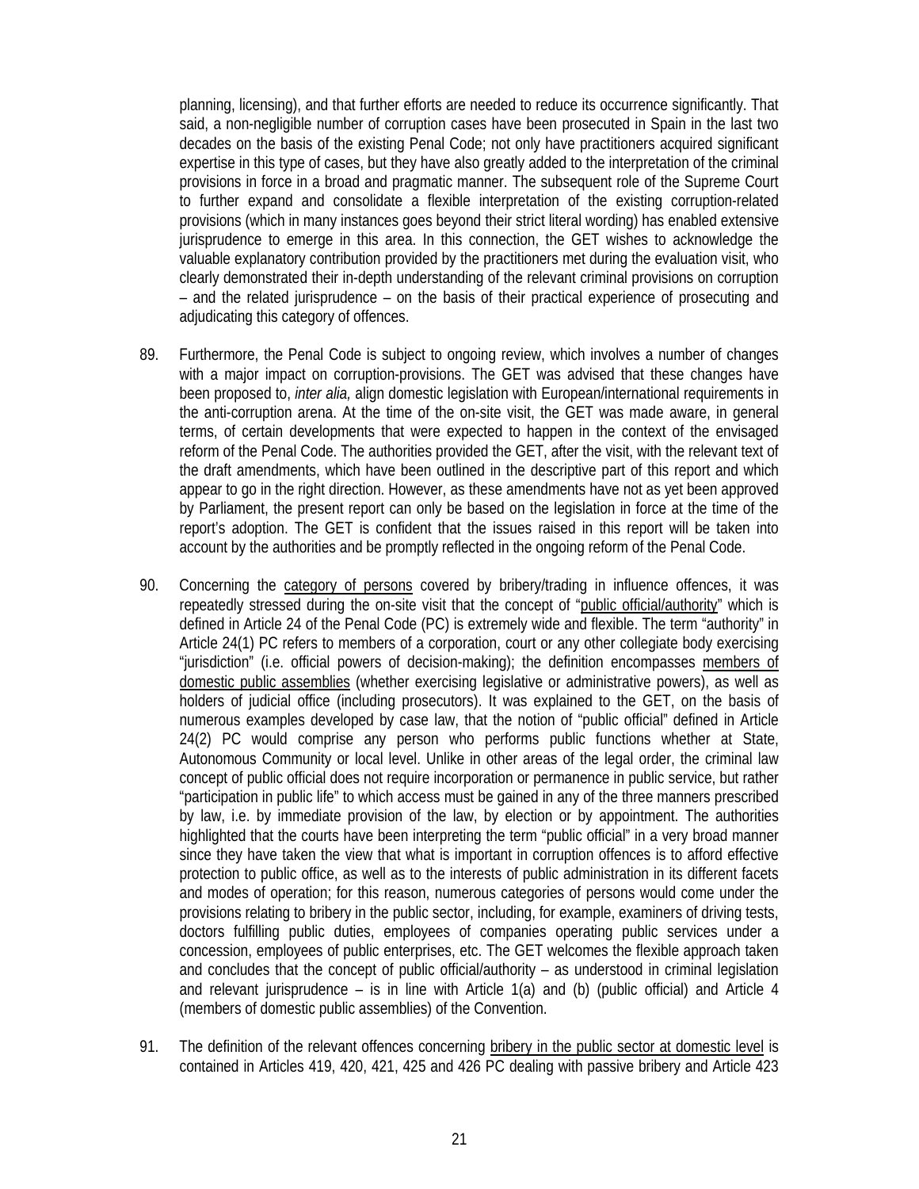planning, licensing), and that further efforts are needed to reduce its occurrence significantly. That said, a non-negligible number of corruption cases have been prosecuted in Spain in the last two decades on the basis of the existing Penal Code; not only have practitioners acquired significant expertise in this type of cases, but they have also greatly added to the interpretation of the criminal provisions in force in a broad and pragmatic manner. The subsequent role of the Supreme Court to further expand and consolidate a flexible interpretation of the existing corruption-related provisions (which in many instances goes beyond their strict literal wording) has enabled extensive jurisprudence to emerge in this area. In this connection, the GET wishes to acknowledge the valuable explanatory contribution provided by the practitioners met during the evaluation visit, who clearly demonstrated their in-depth understanding of the relevant criminal provisions on corruption – and the related jurisprudence – on the basis of their practical experience of prosecuting and adjudicating this category of offences.

89. Furthermore, the Penal Code is subject to ongoing review, which involves a number of changes with a major impact on corruption-provisions. The GET was advised that these changes have been proposed to, *inter alia,* align domestic legislation with European/international requirements in the anti-corruption arena. At the time of the on-site visit, the GET was made aware, in general terms, of certain developments that were expected to happen in the context of the envisaged reform of the Penal Code. The authorities provided the GET, after the visit, with the relevant text of the draft amendments, which have been outlined in the descriptive part of this report and which appear to go in the right direction. However, as these amendments have not as yet been approved by Parliament, the present report can only be based on the legislation in force at the time of the report's adoption. The GET is confident that the issues raised in this report will be taken into account by the authorities and be promptly reflected in the ongoing reform of the Penal Code.

90. Concerning the category of persons covered by bribery/trading in influence offences, it was repeatedly stressed during the on-site visit that the concept of "public official/authority" which is defined in Article 24 of the Penal Code (PC) is extremely wide and flexible. The term "authority" in Article 24(1) PC refers to members of a corporation, court or any other collegiate body exercising "jurisdiction" (i.e. official powers of decision-making); the definition encompasses members of domestic public assemblies (whether exercising legislative or administrative powers), as well as holders of judicial office (including prosecutors). It was explained to the GET, on the basis of numerous examples developed by case law, that the notion of "public official" defined in Article 24(2) PC would comprise any person who performs public functions whether at State, Autonomous Community or local level. Unlike in other areas of the legal order, the criminal law concept of public official does not require incorporation or permanence in public service, but rather "participation in public life" to which access must be gained in any of the three manners prescribed by law, i.e. by immediate provision of the law, by election or by appointment. The authorities highlighted that the courts have been interpreting the term "public official" in a very broad manner since they have taken the view that what is important in corruption offences is to afford effective protection to public office, as well as to the interests of public administration in its different facets and modes of operation; for this reason, numerous categories of persons would come under the provisions relating to bribery in the public sector, including, for example, examiners of driving tests, doctors fulfilling public duties, employees of companies operating public services under a concession, employees of public enterprises, etc. The GET welcomes the flexible approach taken and concludes that the concept of public official/authority – as understood in criminal legislation and relevant jurisprudence – is in line with Article 1(a) and (b) (public official) and Article 4 (members of domestic public assemblies) of the Convention.

91. The definition of the relevant offences concerning bribery in the public sector at domestic level is contained in Articles 419, 420, 421, 425 and 426 PC dealing with passive bribery and Article 423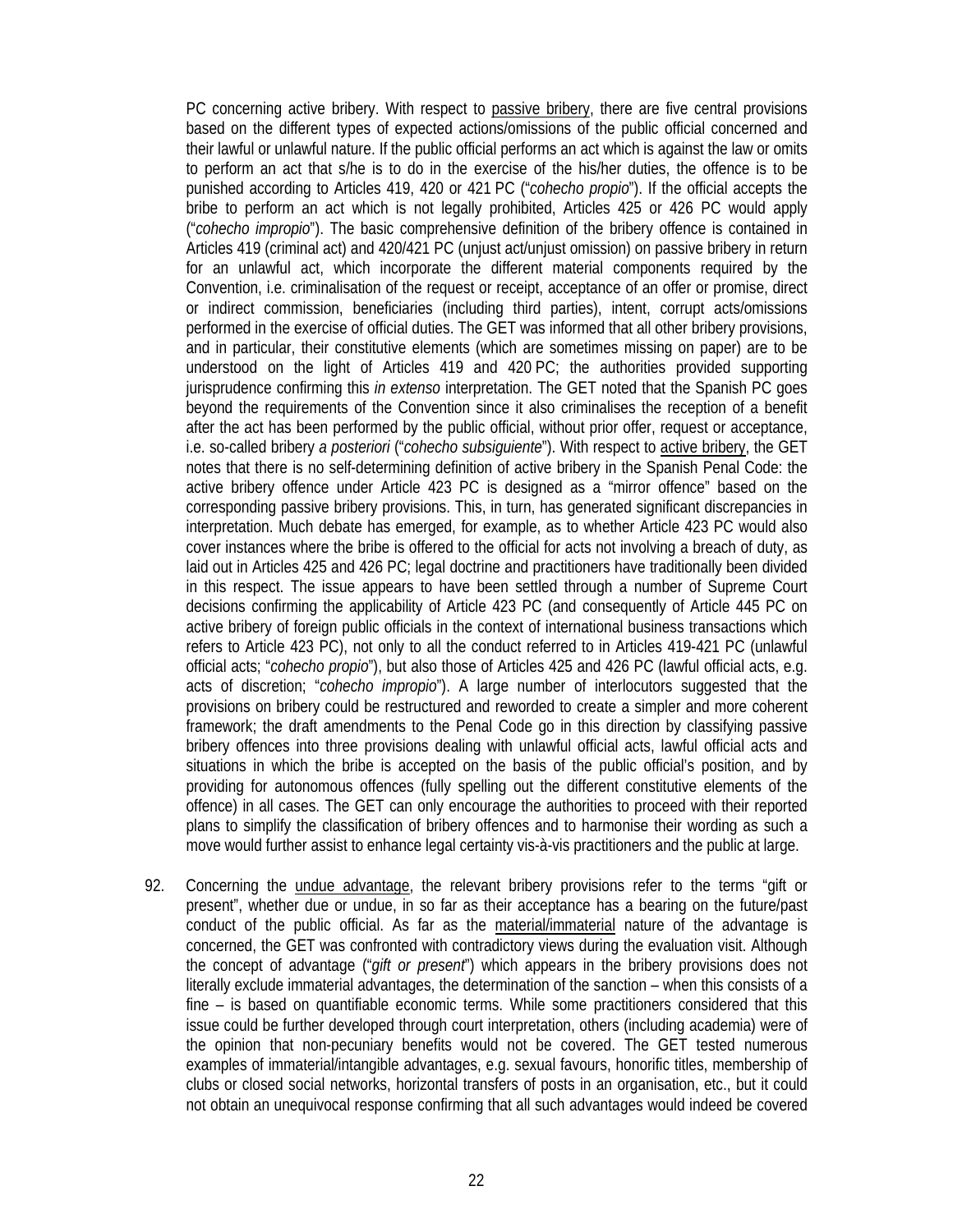PC concerning active bribery. With respect to passive bribery, there are five central provisions based on the different types of expected actions/omissions of the public official concerned and their lawful or unlawful nature. If the public official performs an act which is against the law or omits to perform an act that s/he is to do in the exercise of the his/her duties, the offence is to be punished according to Articles 419, 420 or 421 PC ("*cohecho propio*"). If the official accepts the bribe to perform an act which is not legally prohibited, Articles 425 or 426 PC would apply ("*cohecho impropio*"). The basic comprehensive definition of the bribery offence is contained in Articles 419 (criminal act) and 420/421 PC (unjust act/unjust omission) on passive bribery in return for an unlawful act, which incorporate the different material components required by the Convention, i.e. criminalisation of the request or receipt, acceptance of an offer or promise, direct or indirect commission, beneficiaries (including third parties), intent, corrupt acts/omissions performed in the exercise of official duties. The GET was informed that all other bribery provisions, and in particular, their constitutive elements (which are sometimes missing on paper) are to be understood on the light of Articles 419 and 420 PC; the authorities provided supporting jurisprudence confirming this *in extenso* interpretation. The GET noted that the Spanish PC goes beyond the requirements of the Convention since it also criminalises the reception of a benefit after the act has been performed by the public official, without prior offer, request or acceptance, i.e. so-called bribery *a posteriori* ("*cohecho subsiguiente*"). With respect to active bribery, the GET notes that there is no self-determining definition of active bribery in the Spanish Penal Code: the active bribery offence under Article 423 PC is designed as a "mirror offence" based on the corresponding passive bribery provisions. This, in turn, has generated significant discrepancies in interpretation. Much debate has emerged, for example, as to whether Article 423 PC would also cover instances where the bribe is offered to the official for acts not involving a breach of duty, as laid out in Articles 425 and 426 PC; legal doctrine and practitioners have traditionally been divided in this respect. The issue appears to have been settled through a number of Supreme Court decisions confirming the applicability of Article 423 PC (and consequently of Article 445 PC on active bribery of foreign public officials in the context of international business transactions which refers to Article 423 PC), not only to all the conduct referred to in Articles 419-421 PC (unlawful official acts; "*cohecho propio*"), but also those of Articles 425 and 426 PC (lawful official acts, e.g. acts of discretion; "*cohecho impropio*"). A large number of interlocutors suggested that the provisions on bribery could be restructured and reworded to create a simpler and more coherent framework; the draft amendments to the Penal Code go in this direction by classifying passive bribery offences into three provisions dealing with unlawful official acts, lawful official acts and situations in which the bribe is accepted on the basis of the public official's position, and by providing for autonomous offences (fully spelling out the different constitutive elements of the offence) in all cases. The GET can only encourage the authorities to proceed with their reported plans to simplify the classification of bribery offences and to harmonise their wording as such a move would further assist to enhance legal certainty vis-à-vis practitioners and the public at large.

92. Concerning the undue advantage, the relevant bribery provisions refer to the terms "gift or present", whether due or undue, in so far as their acceptance has a bearing on the future/past conduct of the public official. As far as the material/immaterial nature of the advantage is concerned, the GET was confronted with contradictory views during the evaluation visit. Although the concept of advantage ("*gift or present*") which appears in the bribery provisions does not literally exclude immaterial advantages, the determination of the sanction – when this consists of a fine – is based on quantifiable economic terms. While some practitioners considered that this issue could be further developed through court interpretation, others (including academia) were of the opinion that non-pecuniary benefits would not be covered. The GET tested numerous examples of immaterial/intangible advantages, e.g. sexual favours, honorific titles, membership of clubs or closed social networks, horizontal transfers of posts in an organisation, etc., but it could not obtain an unequivocal response confirming that all such advantages would indeed be covered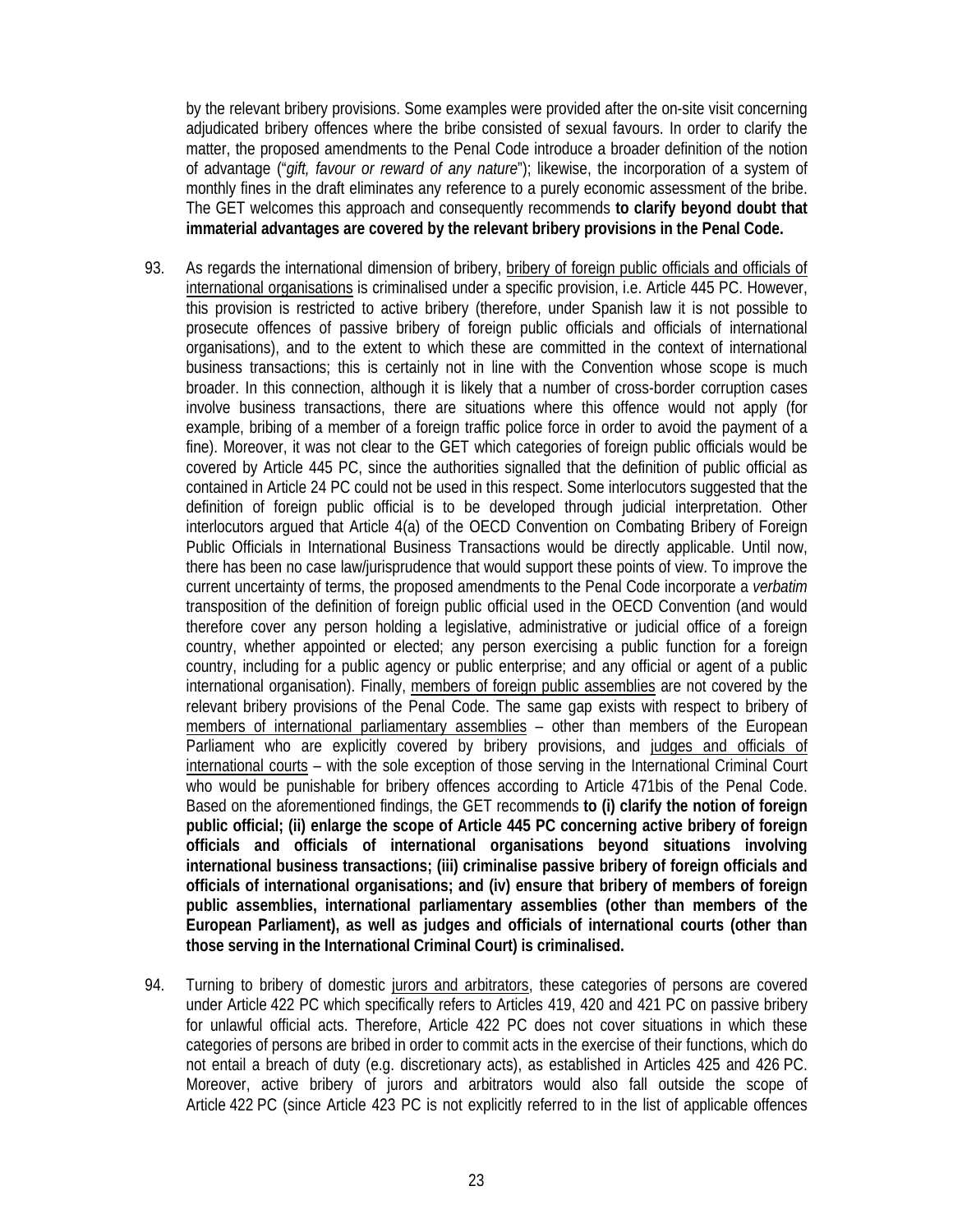by the relevant bribery provisions. Some examples were provided after the on-site visit concerning adjudicated bribery offences where the bribe consisted of sexual favours. In order to clarify the matter, the proposed amendments to the Penal Code introduce a broader definition of the notion of advantage ("*gift, favour or reward of any nature*"); likewise, the incorporation of a system of monthly fines in the draft eliminates any reference to a purely economic assessment of the bribe. The GET welcomes this approach and consequently recommends **to clarify beyond doubt that immaterial advantages are covered by the relevant bribery provisions in the Penal Code.**

93. As regards the international dimension of bribery, bribery of foreign public officials and officials of international organisations is criminalised under a specific provision, i.e. Article 445 PC. However, this provision is restricted to active bribery (therefore, under Spanish law it is not possible to prosecute offences of passive bribery of foreign public officials and officials of international organisations), and to the extent to which these are committed in the context of international business transactions; this is certainly not in line with the Convention whose scope is much broader. In this connection, although it is likely that a number of cross-border corruption cases involve business transactions, there are situations where this offence would not apply (for example, bribing of a member of a foreign traffic police force in order to avoid the payment of a fine). Moreover, it was not clear to the GET which categories of foreign public officials would be covered by Article 445 PC, since the authorities signalled that the definition of public official as contained in Article 24 PC could not be used in this respect. Some interlocutors suggested that the definition of foreign public official is to be developed through judicial interpretation. Other interlocutors argued that Article 4(a) of the OECD Convention on Combating Bribery of Foreign Public Officials in International Business Transactions would be directly applicable. Until now, there has been no case law/jurisprudence that would support these points of view. To improve the current uncertainty of terms, the proposed amendments to the Penal Code incorporate a *verbatim* transposition of the definition of foreign public official used in the OECD Convention (and would therefore cover any person holding a legislative, administrative or judicial office of a foreign country, whether appointed or elected; any person exercising a public function for a foreign country, including for a public agency or public enterprise; and any official or agent of a public international organisation). Finally, members of foreign public assemblies are not covered by the relevant bribery provisions of the Penal Code. The same gap exists with respect to bribery of members of international parliamentary assemblies – other than members of the European Parliament who are explicitly covered by bribery provisions, and judges and officials of international courts – with the sole exception of those serving in the International Criminal Court who would be punishable for bribery offences according to Article 471bis of the Penal Code. Based on the aforementioned findings, the GET recommends **to (i) clarify the notion of foreign public official; (ii) enlarge the scope of Article 445 PC concerning active bribery of foreign officials and officials of international organisations beyond situations involving international business transactions; (iii) criminalise passive bribery of foreign officials and officials of international organisations; and (iv) ensure that bribery of members of foreign public assemblies, international parliamentary assemblies (other than members of the European Parliament), as well as judges and officials of international courts (other than those serving in the International Criminal Court) is criminalised.**

94. Turning to bribery of domestic jurors and arbitrators, these categories of persons are covered under Article 422 PC which specifically refers to Articles 419, 420 and 421 PC on passive bribery for unlawful official acts. Therefore, Article 422 PC does not cover situations in which these categories of persons are bribed in order to commit acts in the exercise of their functions, which do not entail a breach of duty (e.g. discretionary acts), as established in Articles 425 and 426 PC. Moreover, active bribery of jurors and arbitrators would also fall outside the scope of Article 422 PC (since Article 423 PC is not explicitly referred to in the list of applicable offences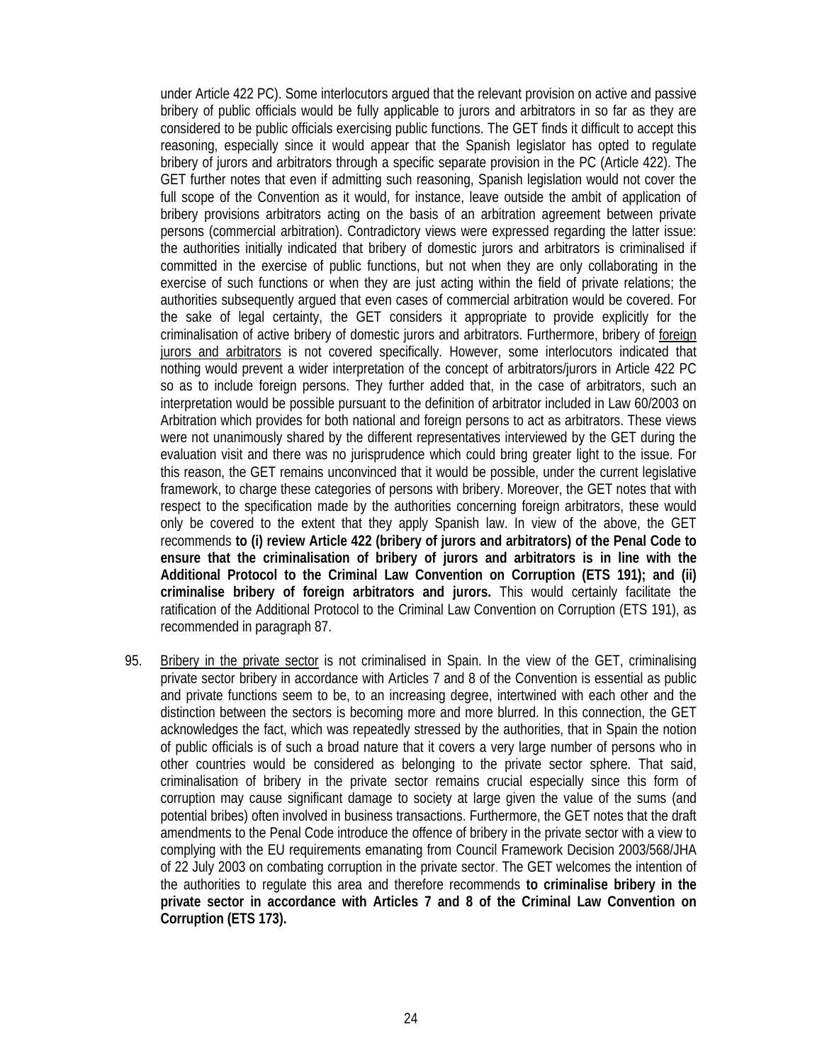under Article 422 PC). Some interlocutors argued that the relevant provision on active and passive bribery of public officials would be fully applicable to jurors and arbitrators in so far as they are considered to be public officials exercising public functions. The GET finds it difficult to accept this reasoning, especially since it would appear that the Spanish legislator has opted to regulate bribery of jurors and arbitrators through a specific separate provision in the PC (Article 422). The GET further notes that even if admitting such reasoning, Spanish legislation would not cover the full scope of the Convention as it would, for instance, leave outside the ambit of application of bribery provisions arbitrators acting on the basis of an arbitration agreement between private persons (commercial arbitration). Contradictory views were expressed regarding the latter issue: the authorities initially indicated that bribery of domestic jurors and arbitrators is criminalised if committed in the exercise of public functions, but not when they are only collaborating in the exercise of such functions or when they are just acting within the field of private relations; the authorities subsequently argued that even cases of commercial arbitration would be covered. For the sake of legal certainty, the GET considers it appropriate to provide explicitly for the criminalisation of active bribery of domestic jurors and arbitrators. Furthermore, bribery of foreign jurors and arbitrators is not covered specifically. However, some interlocutors indicated that nothing would prevent a wider interpretation of the concept of arbitrators/jurors in Article 422 PC so as to include foreign persons. They further added that, in the case of arbitrators, such an interpretation would be possible pursuant to the definition of arbitrator included in Law 60/2003 on Arbitration which provides for both national and foreign persons to act as arbitrators. These views were not unanimously shared by the different representatives interviewed by the GET during the evaluation visit and there was no jurisprudence which could bring greater light to the issue. For this reason, the GET remains unconvinced that it would be possible, under the current legislative framework, to charge these categories of persons with bribery. Moreover, the GET notes that with respect to the specification made by the authorities concerning foreign arbitrators, these would only be covered to the extent that they apply Spanish law. In view of the above, the GET recommends **to (i) review Article 422 (bribery of jurors and arbitrators) of the Penal Code to ensure that the criminalisation of bribery of jurors and arbitrators is in line with the Additional Protocol to the Criminal Law Convention on Corruption (ETS 191); and (ii) criminalise bribery of foreign arbitrators and jurors.** This would certainly facilitate the ratification of the Additional Protocol to the Criminal Law Convention on Corruption (ETS 191), as recommended in paragraph 87.

95. Bribery in the private sector is not criminalised in Spain. In the view of the GET, criminalising private sector bribery in accordance with Articles 7 and 8 of the Convention is essential as public and private functions seem to be, to an increasing degree, intertwined with each other and the distinction between the sectors is becoming more and more blurred. In this connection, the GET acknowledges the fact, which was repeatedly stressed by the authorities, that in Spain the notion of public officials is of such a broad nature that it covers a very large number of persons who in other countries would be considered as belonging to the private sector sphere. That said, criminalisation of bribery in the private sector remains crucial especially since this form of corruption may cause significant damage to society at large given the value of the sums (and potential bribes) often involved in business transactions. Furthermore, the GET notes that the draft amendments to the Penal Code introduce the offence of bribery in the private sector with a view to complying with the EU requirements emanating from Council Framework Decision 2003/568/JHA of 22 July 2003 on combating corruption in the private sector. The GET welcomes the intention of the authorities to regulate this area and therefore recommends **to criminalise bribery in the private sector in accordance with Articles 7 and 8 of the Criminal Law Convention on Corruption (ETS 173).**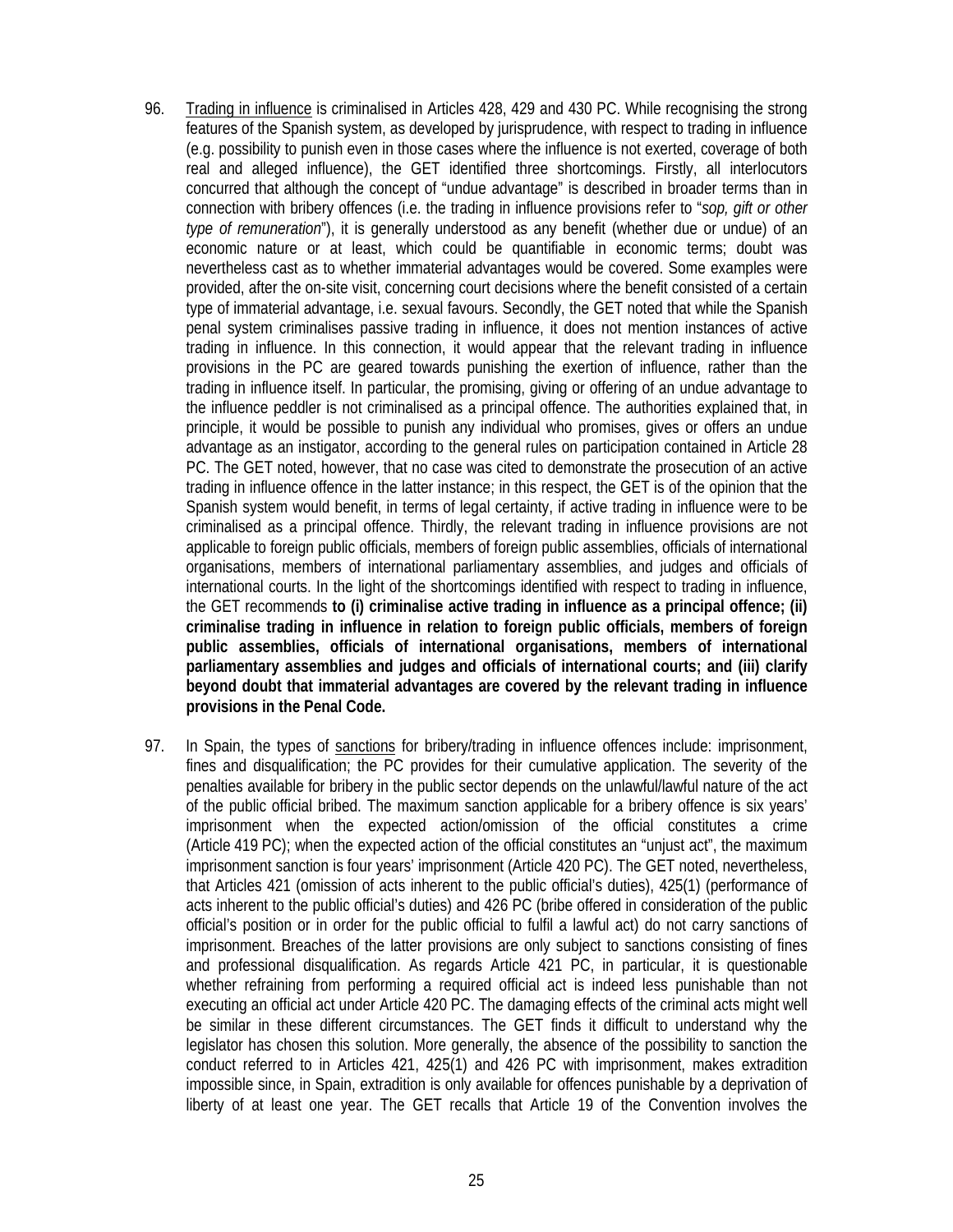96. Trading in influence is criminalised in Articles 428, 429 and 430 PC. While recognising the strong features of the Spanish system, as developed by jurisprudence, with respect to trading in influence (e.g. possibility to punish even in those cases where the influence is not exerted, coverage of both real and alleged influence), the GET identified three shortcomings. Firstly, all interlocutors concurred that although the concept of "undue advantage" is described in broader terms than in connection with bribery offences (i.e. the trading in influence provisions refer to "*sop, gift or other type of remuneration*"), it is generally understood as any benefit (whether due or undue) of an economic nature or at least, which could be quantifiable in economic terms; doubt was nevertheless cast as to whether immaterial advantages would be covered. Some examples were provided, after the on-site visit, concerning court decisions where the benefit consisted of a certain type of immaterial advantage, i.e. sexual favours. Secondly, the GET noted that while the Spanish penal system criminalises passive trading in influence, it does not mention instances of active trading in influence. In this connection, it would appear that the relevant trading in influence provisions in the PC are geared towards punishing the exertion of influence, rather than the trading in influence itself. In particular, the promising, giving or offering of an undue advantage to the influence peddler is not criminalised as a principal offence. The authorities explained that, in principle, it would be possible to punish any individual who promises, gives or offers an undue advantage as an instigator, according to the general rules on participation contained in Article 28 PC. The GET noted, however, that no case was cited to demonstrate the prosecution of an active trading in influence offence in the latter instance; in this respect, the GET is of the opinion that the Spanish system would benefit, in terms of legal certainty, if active trading in influence were to be criminalised as a principal offence. Thirdly, the relevant trading in influence provisions are not applicable to foreign public officials, members of foreign public assemblies, officials of international organisations, members of international parliamentary assemblies, and judges and officials of international courts. In the light of the shortcomings identified with respect to trading in influence, the GET recommends **to (i) criminalise active trading in influence as a principal offence; (ii) criminalise trading in influence in relation to foreign public officials, members of foreign public assemblies, officials of international organisations, members of international parliamentary assemblies and judges and officials of international courts; and (iii) clarify beyond doubt that immaterial advantages are covered by the relevant trading in influence provisions in the Penal Code.**

97. In Spain, the types of sanctions for bribery/trading in influence offences include: imprisonment, fines and disqualification; the PC provides for their cumulative application. The severity of the penalties available for bribery in the public sector depends on the unlawful/lawful nature of the act of the public official bribed. The maximum sanction applicable for a bribery offence is six years' imprisonment when the expected action/omission of the official constitutes a crime (Article 419 PC); when the expected action of the official constitutes an "unjust act", the maximum imprisonment sanction is four years' imprisonment (Article 420 PC). The GET noted, nevertheless, that Articles 421 (omission of acts inherent to the public official's duties), 425(1) (performance of acts inherent to the public official's duties) and 426 PC (bribe offered in consideration of the public official's position or in order for the public official to fulfil a lawful act) do not carry sanctions of imprisonment. Breaches of the latter provisions are only subject to sanctions consisting of fines and professional disqualification. As regards Article 421 PC, in particular, it is questionable whether refraining from performing a required official act is indeed less punishable than not executing an official act under Article 420 PC. The damaging effects of the criminal acts might well be similar in these different circumstances. The GET finds it difficult to understand why the legislator has chosen this solution. More generally, the absence of the possibility to sanction the conduct referred to in Articles 421, 425(1) and 426 PC with imprisonment, makes extradition impossible since, in Spain, extradition is only available for offences punishable by a deprivation of liberty of at least one year. The GET recalls that Article 19 of the Convention involves the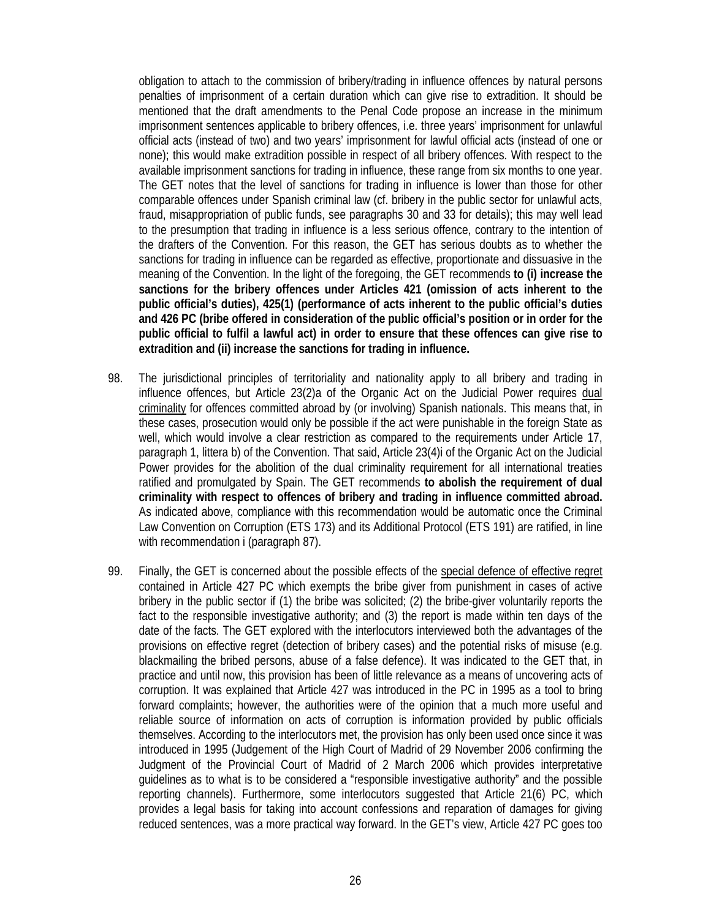obligation to attach to the commission of bribery/trading in influence offences by natural persons penalties of imprisonment of a certain duration which can give rise to extradition. It should be mentioned that the draft amendments to the Penal Code propose an increase in the minimum imprisonment sentences applicable to bribery offences, i.e. three years' imprisonment for unlawful official acts (instead of two) and two years' imprisonment for lawful official acts (instead of one or none); this would make extradition possible in respect of all bribery offences. With respect to the available imprisonment sanctions for trading in influence, these range from six months to one year. The GET notes that the level of sanctions for trading in influence is lower than those for other comparable offences under Spanish criminal law (cf. bribery in the public sector for unlawful acts, fraud, misappropriation of public funds, see paragraphs 30 and 33 for details); this may well lead to the presumption that trading in influence is a less serious offence, contrary to the intention of the drafters of the Convention. For this reason, the GET has serious doubts as to whether the sanctions for trading in influence can be regarded as effective, proportionate and dissuasive in the meaning of the Convention. In the light of the foregoing, the GET recommends **to (i) increase the sanctions for the bribery offences under Articles 421 (omission of acts inherent to the public official's duties), 425(1) (performance of acts inherent to the public official's duties and 426 PC (bribe offered in consideration of the public official's position or in order for the public official to fulfil a lawful act) in order to ensure that these offences can give rise to extradition and (ii) increase the sanctions for trading in influence.**

98. The jurisdictional principles of territoriality and nationality apply to all bribery and trading in influence offences, but Article 23(2)a of the Organic Act on the Judicial Power requires dual criminality for offences committed abroad by (or involving) Spanish nationals. This means that, in these cases, prosecution would only be possible if the act were punishable in the foreign State as well, which would involve a clear restriction as compared to the requirements under Article 17, paragraph 1, littera b) of the Convention. That said, Article 23(4)i of the Organic Act on the Judicial Power provides for the abolition of the dual criminality requirement for all international treaties ratified and promulgated by Spain. The GET recommends **to abolish the requirement of dual criminality with respect to offences of bribery and trading in influence committed abroad.** As indicated above, compliance with this recommendation would be automatic once the Criminal Law Convention on Corruption (ETS 173) and its Additional Protocol (ETS 191) are ratified, in line with recommendation i (paragraph 87).

99. Finally, the GET is concerned about the possible effects of the special defence of effective regret contained in Article 427 PC which exempts the bribe giver from punishment in cases of active bribery in the public sector if (1) the bribe was solicited; (2) the bribe-giver voluntarily reports the fact to the responsible investigative authority; and (3) the report is made within ten days of the date of the facts. The GET explored with the interlocutors interviewed both the advantages of the provisions on effective regret (detection of bribery cases) and the potential risks of misuse (e.g. blackmailing the bribed persons, abuse of a false defence). It was indicated to the GET that, in practice and until now, this provision has been of little relevance as a means of uncovering acts of corruption. It was explained that Article 427 was introduced in the PC in 1995 as a tool to bring forward complaints; however, the authorities were of the opinion that a much more useful and reliable source of information on acts of corruption is information provided by public officials themselves. According to the interlocutors met, the provision has only been used once since it was introduced in 1995 (Judgement of the High Court of Madrid of 29 November 2006 confirming the Judgment of the Provincial Court of Madrid of 2 March 2006 which provides interpretative guidelines as to what is to be considered a "responsible investigative authority" and the possible reporting channels). Furthermore, some interlocutors suggested that Article 21(6) PC, which provides a legal basis for taking into account confessions and reparation of damages for giving reduced sentences, was a more practical way forward. In the GET's view, Article 427 PC goes too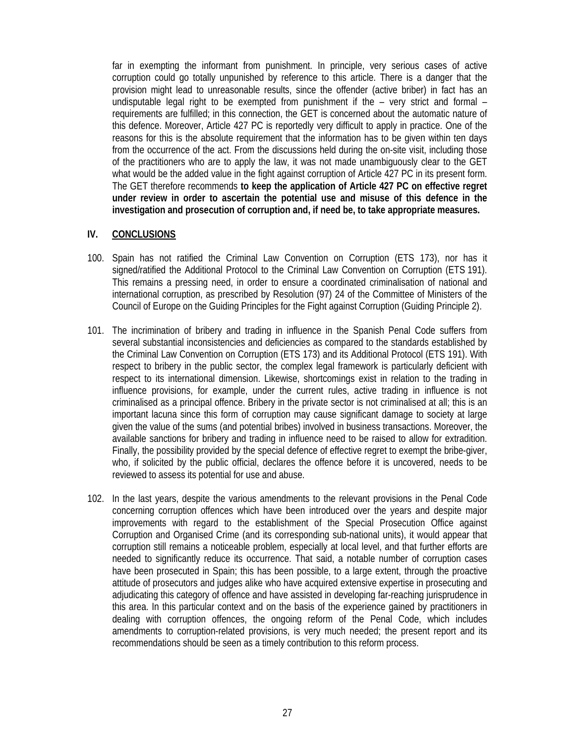far in exempting the informant from punishment. In principle, very serious cases of active corruption could go totally unpunished by reference to this article. There is a danger that the provision might lead to unreasonable results, since the offender (active briber) in fact has an undisputable legal right to be exempted from punishment if the – very strict and formal – requirements are fulfilled; in this connection, the GET is concerned about the automatic nature of this defence. Moreover, Article 427 PC is reportedly very difficult to apply in practice. One of the reasons for this is the absolute requirement that the information has to be given within ten days from the occurrence of the act. From the discussions held during the on-site visit, including those of the practitioners who are to apply the law, it was not made unambiguously clear to the GET what would be the added value in the fight against corruption of Article 427 PC in its present form. The GET therefore recommends **to keep the application of Article 427 PC on effective regret under review in order to ascertain the potential use and misuse of this defence in the investigation and prosecution of corruption and, if need be, to take appropriate measures.**

## IV. CONCLUSIONS

100. Spain has not ratified the Criminal Law Convention on Corruption (ETS 173), nor has it signed/ratified the Additional Protocol to the Criminal Law Convention on Corruption (ETS 191). This remains a pressing need, in order to ensure a coordinated criminalisation of national and international corruption, as prescribed by Resolution (97) 24 of the Committee of Ministers of the Council of Europe on the Guiding Principles for the Fight against Corruption (Guiding Principle 2).

101. The incrimination of bribery and trading in influence in the Spanish Penal Code suffers from several substantial inconsistencies and deficiencies as compared to the standards established by the Criminal Law Convention on Corruption (ETS 173) and its Additional Protocol (ETS 191). With respect to bribery in the public sector, the complex legal framework is particularly deficient with respect to its international dimension. Likewise, shortcomings exist in relation to the trading in influence provisions, for example, under the current rules, active trading in influence is not criminalised as a principal offence. Bribery in the private sector is not criminalised at all; this is an important lacuna since this form of corruption may cause significant damage to society at large given the value of the sums (and potential bribes) involved in business transactions. Moreover, the available sanctions for bribery and trading in influence need to be raised to allow for extradition. Finally, the possibility provided by the special defence of effective regret to exempt the bribe-giver, who, if solicited by the public official, declares the offence before it is uncovered, needs to be reviewed to assess its potential for use and abuse.

102. In the last years, despite the various amendments to the relevant provisions in the Penal Code concerning corruption offences which have been introduced over the years and despite major improvements with regard to the establishment of the Special Prosecution Office against Corruption and Organised Crime (and its corresponding sub-national units), it would appear that corruption still remains a noticeable problem, especially at local level, and that further efforts are needed to significantly reduce its occurrence. That said, a notable number of corruption cases have been prosecuted in Spain; this has been possible, to a large extent, through the proactive attitude of prosecutors and judges alike who have acquired extensive expertise in prosecuting and adjudicating this category of offence and have assisted in developing far-reaching jurisprudence in this area. In this particular context and on the basis of the experience gained by practitioners in dealing with corruption offences, the ongoing reform of the Penal Code, which includes amendments to corruption-related provisions, is very much needed; the present report and its recommendations should be seen as a timely contribution to this reform process.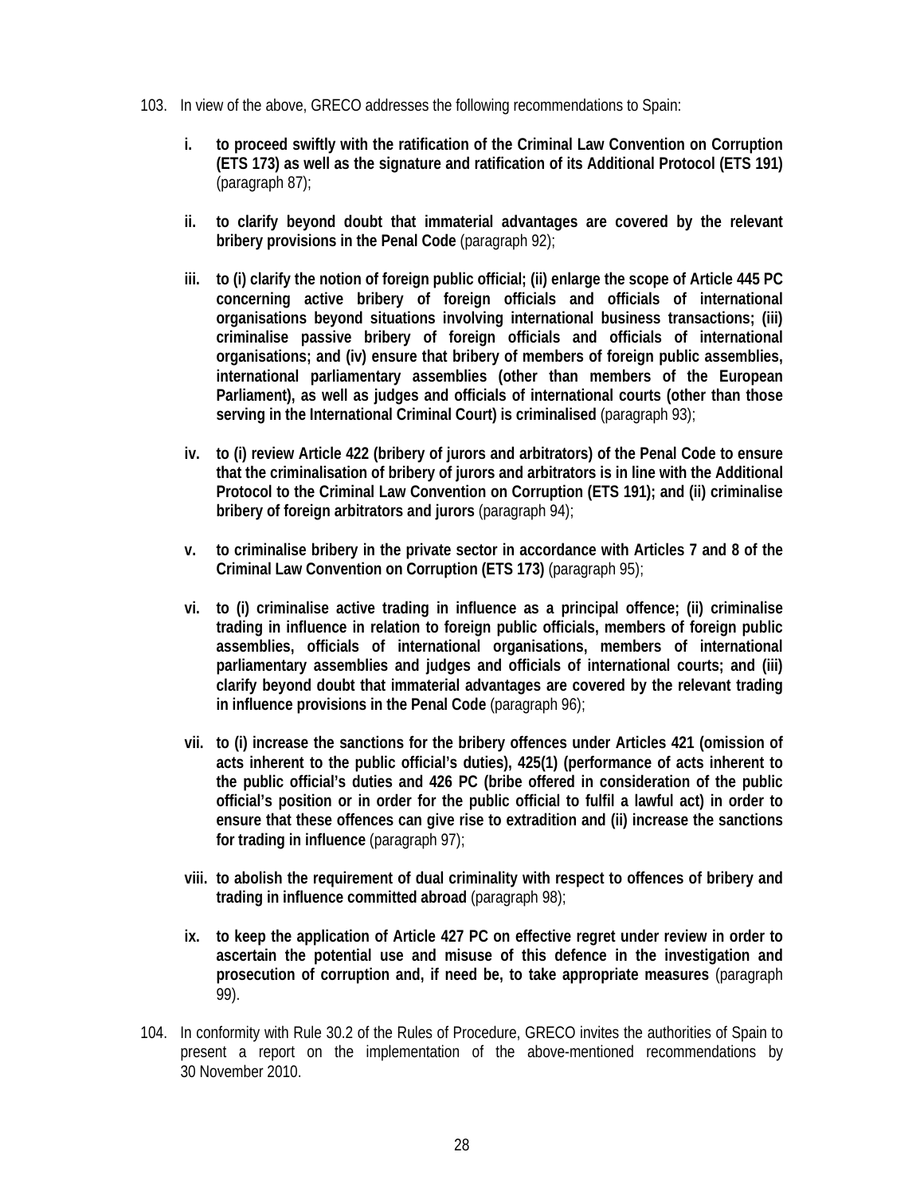103. In view of the above, GRECO addresses the following recommendations to Spain:

i. **to proceed swiftly with the ratification of the Criminal Law Convention on Corruption (ETS 173) as well as the signature and ratification of its Additional Protocol (ETS 191)** (paragraph 87);

ii. **to clarify beyond doubt that immaterial advantages are covered by the relevant bribery provisions in the Penal Code** (paragraph 92);

iii. **to (i) clarify the notion of foreign public official; (ii) enlarge the scope of Article 445 PC concerning active bribery of foreign officials and officials of international organisations beyond situations involving international business transactions; (iii) criminalise passive bribery of foreign officials and officials of international organisations; and (iv) ensure that bribery of members of foreign public assemblies, international parliamentary assemblies (other than members of the European Parliament), as well as judges and officials of international courts (other than those serving in the International Criminal Court) is criminalised** (paragraph 93);

iv. **to (i) review Article 422 (bribery of jurors and arbitrators) of the Penal Code to ensure that the criminalisation of bribery of jurors and arbitrators is in line with the Additional Protocol to the Criminal Law Convention on Corruption (ETS 191); and (ii) criminalise bribery of foreign arbitrators and jurors** (paragraph 94);

v. **to criminalise bribery in the private sector in accordance with Articles 7 and 8 of the Criminal Law Convention on Corruption (ETS 173)** (paragraph 95);

vi. **to (i) criminalise active trading in influence as a principal offence; (ii) criminalise trading in influence in relation to foreign public officials, members of foreign public assemblies, officials of international organisations, members of international parliamentary assemblies and judges and officials of international courts; and (iii) clarify beyond doubt that immaterial advantages are covered by the relevant trading in influence provisions in the Penal Code** (paragraph 96);

vii. **to (i) increase the sanctions for the bribery offences under Articles 421 (omission of acts inherent to the public official's duties), 425(1) (performance of acts inherent to the public official's duties and 426 PC (bribe offered in consideration of the public official's position or in order for the public official to fulfil a lawful act) in order to ensure that these offences can give rise to extradition and (ii) increase the sanctions for trading in influence** (paragraph 97);

viii. **to abolish the requirement of dual criminality with respect to offences of bribery and trading in influence committed abroad** (paragraph 98);

ix. **to keep the application of Article 427 PC on effective regret under review in order to ascertain the potential use and misuse of this defence in the investigation and prosecution of corruption and, if need be, to take appropriate measures** (paragraph 99).

104. In conformity with Rule 30.2 of the Rules of Procedure, GRECO invites the authorities of Spain to present a report on the implementation of the above-mentioned recommendations by 30 November 2010.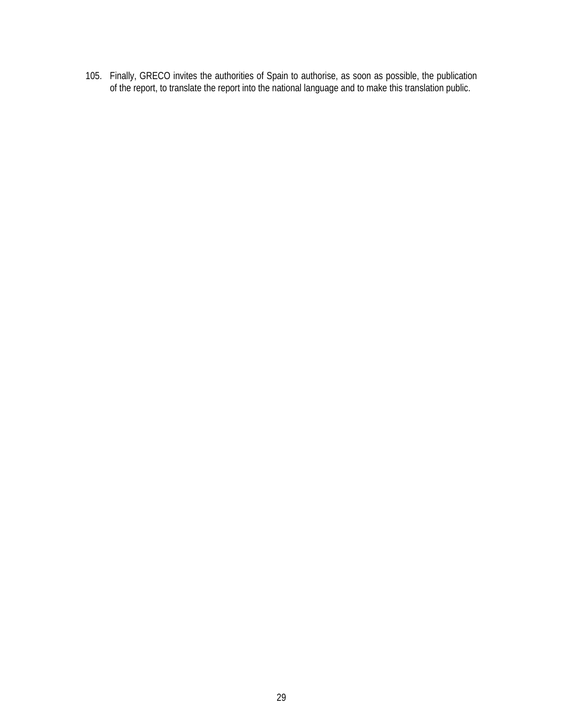105. Finally, GRECO invites the authorities of Spain to authorise, as soon as possible, the publication of the report, to translate the report into the national language and to make this translation public.